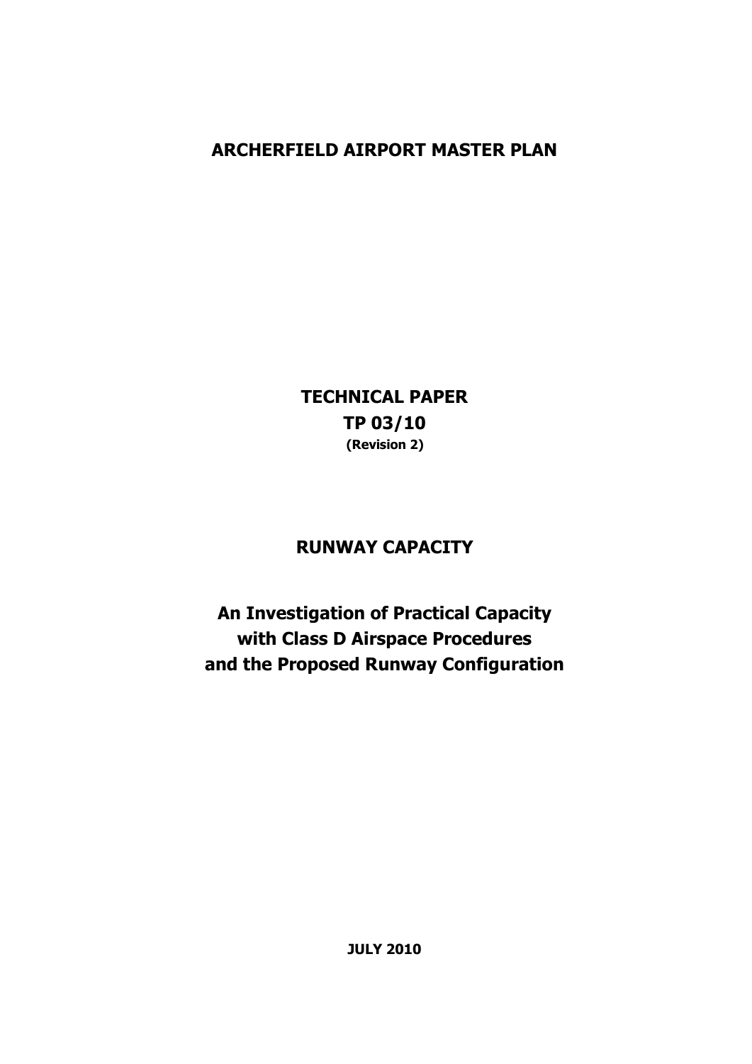# ARCHERFIELD AIRPORT MASTER PLAN

## TECHNICAL PAPER

## TP 03/10

**(Revision 2)**

## RUNWAY CAPACITY

## An Investigation of Practical Capacity with Class D Airspace Procedures and the Proposed Runway Configuration

**JULY 2010**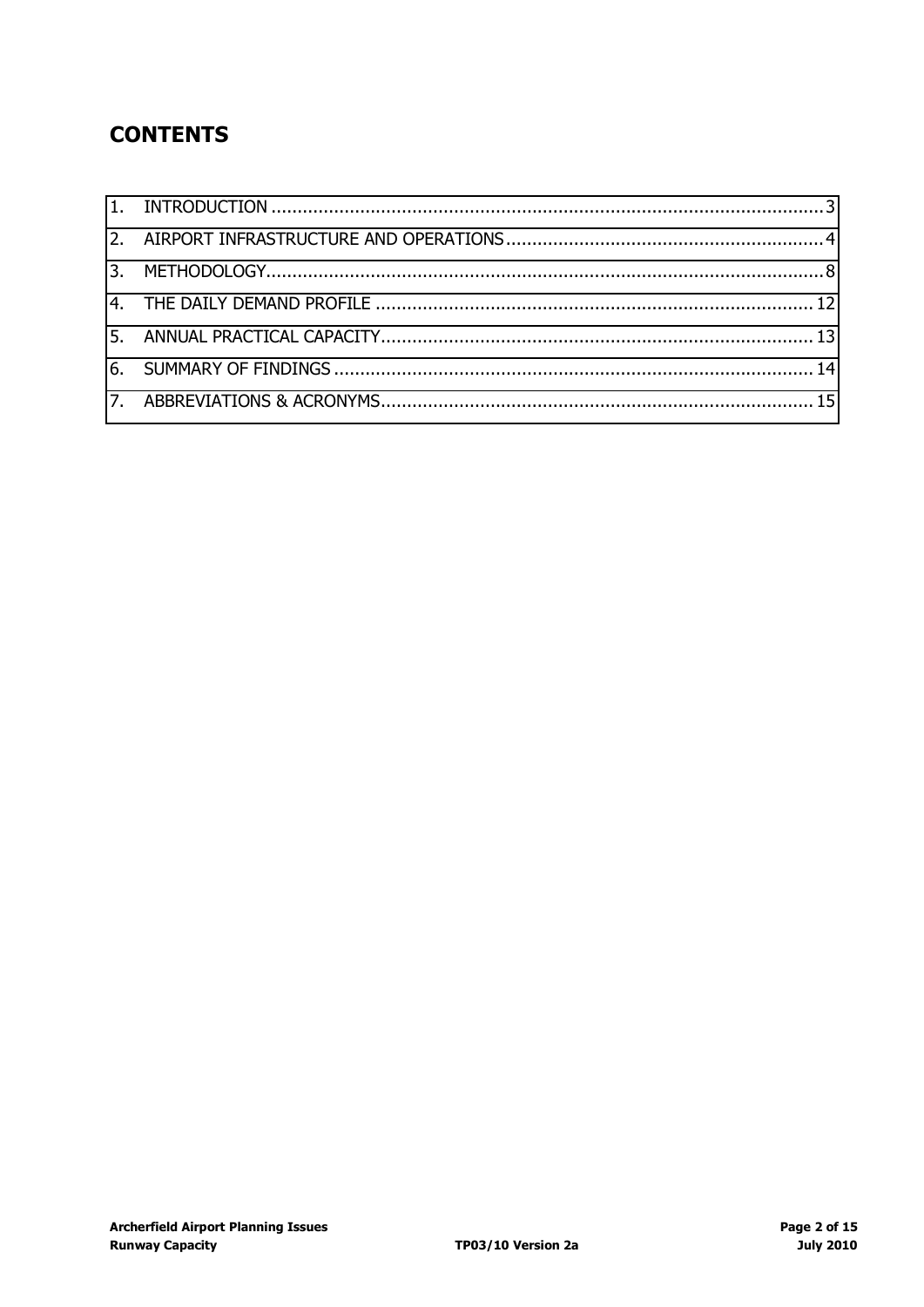# CONTENTS

| | | |
|---|---|---|
| 1. | INTRODUCTION | 3 |
| 2. | AIRPORT INFRASTRUCTURE AND OPERATIONS | 4 |
| 3. | METHODOLOGY | 8 |
| 4. | THE DAILY DEMAND PROFILE | 12 |
| 5. | ANNUAL PRACTICAL CAPACITY | 13 |
| 6. | SUMMARY OF FINDINGS | 14 |
| 7. | ABBREVIATIONS & ACRONYMS | 15 |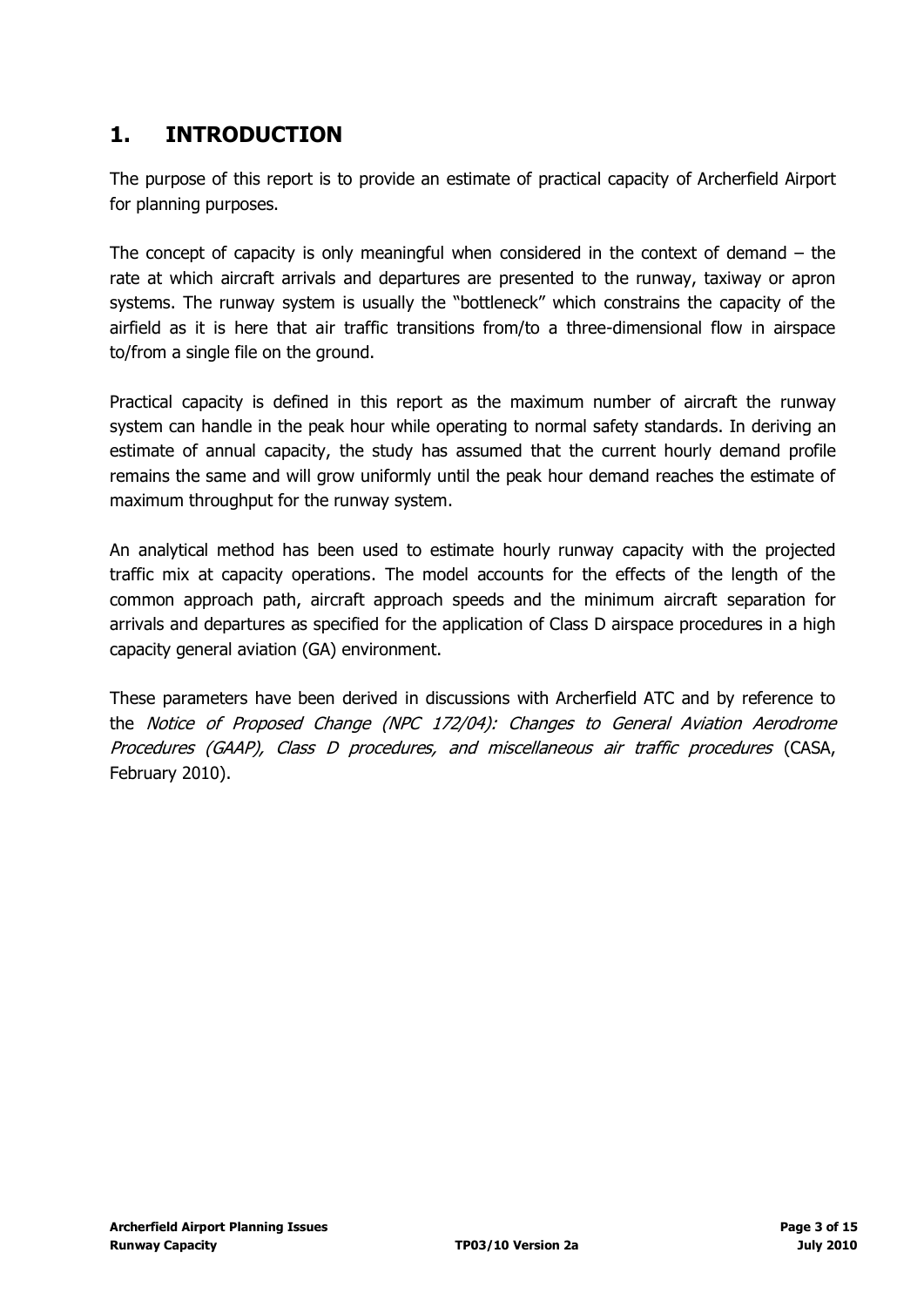# 1. INTRODUCTION

The purpose of this report is to provide an estimate of practical capacity of Archerfield Airport for planning purposes.

The concept of capacity is only meaningful when considered in the context of demand – the rate at which aircraft arrivals and departures are presented to the runway, taxiway or apron systems. The runway system is usually the "bottleneck" which constrains the capacity of the airfield as it is here that air traffic transitions from/to a three-dimensional flow in airspace to/from a single file on the ground.

Practical capacity is defined in this report as the maximum number of aircraft the runway system can handle in the peak hour while operating to normal safety standards. In deriving an estimate of annual capacity, the study has assumed that the current hourly demand profile remains the same and will grow uniformly until the peak hour demand reaches the estimate of maximum throughput for the runway system.

An analytical method has been used to estimate hourly runway capacity with the projected traffic mix at capacity operations. The model accounts for the effects of the length of the common approach path, aircraft approach speeds and the minimum aircraft separation for arrivals and departures as specified for the application of Class D airspace procedures in a high capacity general aviation (GA) environment.

These parameters have been derived in discussions with Archerfield ATC and by reference to the *Notice of Proposed Change (NPC 172/04): Changes to General Aviation Aerodrome Procedures (GAAP), Class D procedures, and miscellaneous air traffic procedures* (CASA, February 2010).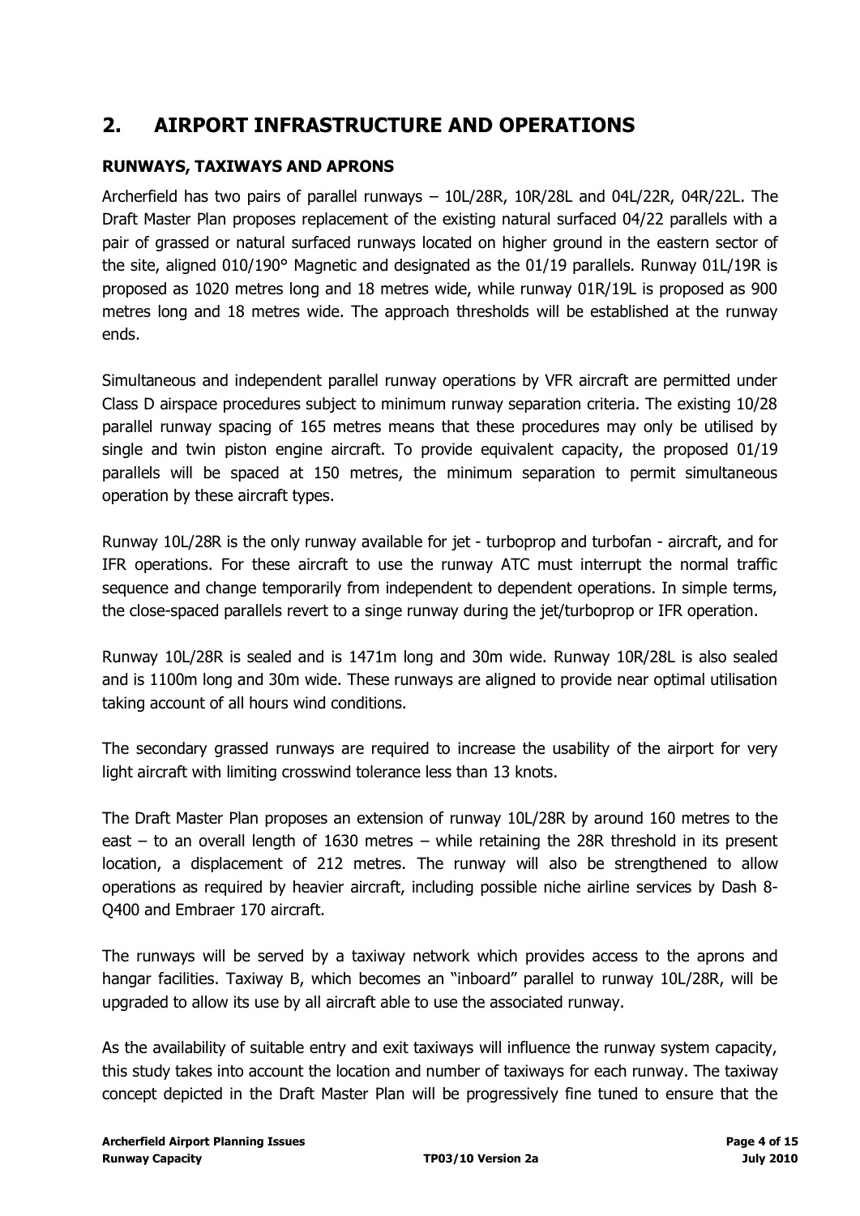## 2. AIRPORT INFRASTRUCTURE AND OPERATIONS

### RUNWAYS, TAXIWAYS AND APRONS

Archerfield has two pairs of parallel runways – 10L/28R, 10R/28L and 04L/22R, 04R/22L. The Draft Master Plan proposes replacement of the existing natural surfaced 04/22 parallels with a pair of grassed or natural surfaced runways located on higher ground in the eastern sector of the site, aligned 010/190° Magnetic and designated as the 01/19 parallels. Runway 01L/19R is proposed as 1020 metres long and 18 metres wide, while runway 01R/19L is proposed as 900 metres long and 18 metres wide. The approach thresholds will be established at the runway ends.

Simultaneous and independent parallel runway operations by VFR aircraft are permitted under Class D airspace procedures subject to minimum runway separation criteria. The existing 10/28 parallel runway spacing of 165 metres means that these procedures may only be utilised by single and twin piston engine aircraft. To provide equivalent capacity, the proposed 01/19 parallels will be spaced at 150 metres, the minimum separation to permit simultaneous operation by these aircraft types.

Runway 10L/28R is the only runway available for jet - turboprop and turbofan - aircraft, and for IFR operations. For these aircraft to use the runway ATC must interrupt the normal traffic sequence and change temporarily from independent to dependent operations. In simple terms, the close-spaced parallels revert to a singe runway during the jet/turboprop or IFR operation.

Runway 10L/28R is sealed and is 1471m long and 30m wide. Runway 10R/28L is also sealed and is 1100m long and 30m wide. These runways are aligned to provide near optimal utilisation taking account of all hours wind conditions.

The secondary grassed runways are required to increase the usability of the airport for very light aircraft with limiting crosswind tolerance less than 13 knots.

The Draft Master Plan proposes an extension of runway 10L/28R by around 160 metres to the east – to an overall length of 1630 metres – while retaining the 28R threshold in its present location, a displacement of 212 metres. The runway will also be strengthened to allow operations as required by heavier aircraft, including possible niche airline services by Dash 8-Q400 and Embraer 170 aircraft.

The runways will be served by a taxiway network which provides access to the aprons and hangar facilities. Taxiway B, which becomes an "inboard" parallel to runway 10L/28R, will be upgraded to allow its use by all aircraft able to use the associated runway.

As the availability of suitable entry and exit taxiways will influence the runway system capacity, this study takes into account the location and number of taxiways for each runway. The taxiway concept depicted in the Draft Master Plan will be progressively fine tuned to ensure that the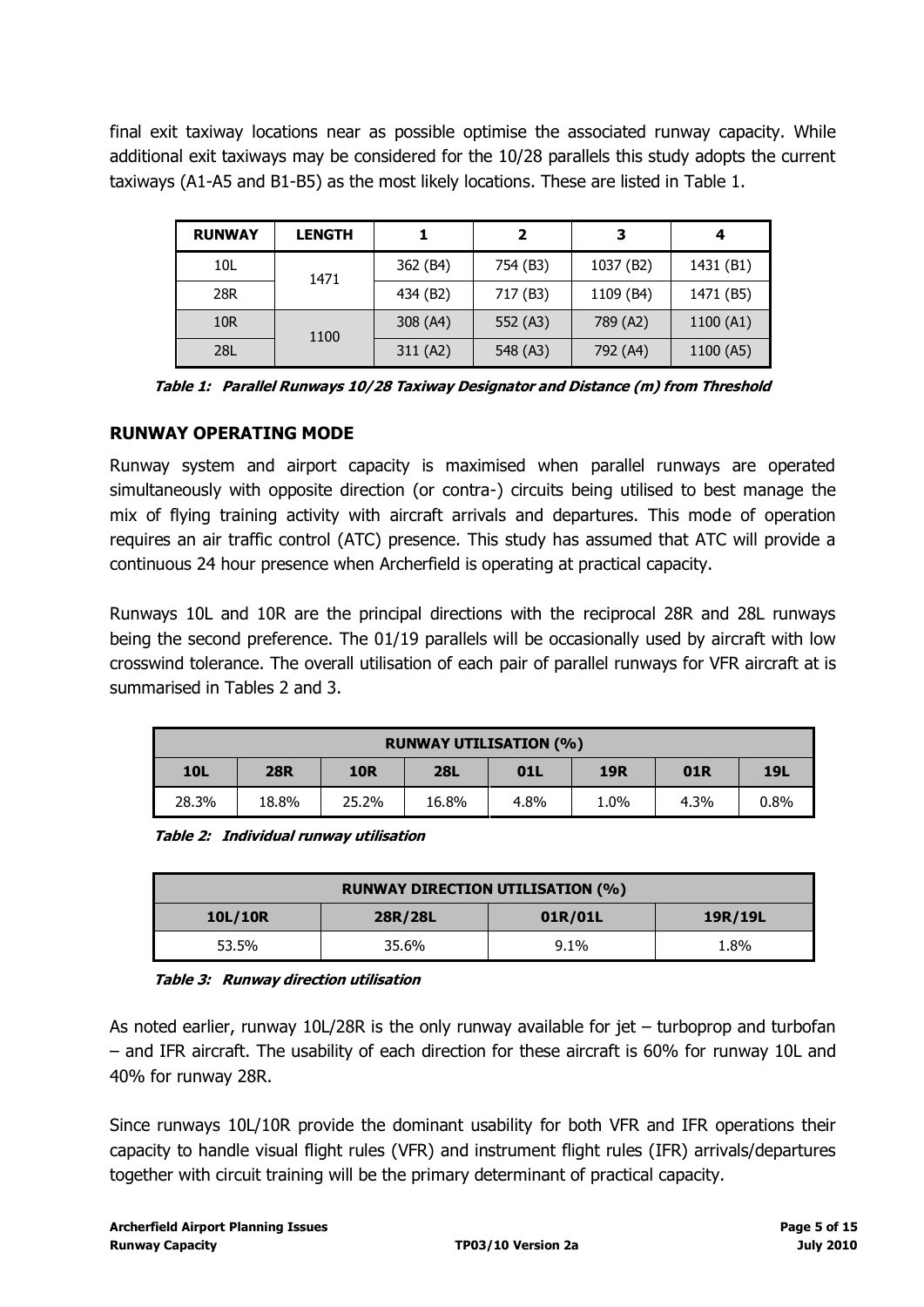final exit taxiway locations near as possible optimise the associated runway capacity. While additional exit taxiways may be considered for the 10/28 parallels this study adopts the current taxiways (A1-A5 and B1-B5) as the most likely locations. These are listed in Table 1.

| RUNWAY | LENGTH | 1 | 2 | 3 | 4 |
|---|---|---|---|---|---|
| 10L | 1471 | 362 (B4) | 754 (B3) | 1037 (B2) | 1431 (B1) |
| 28R | | 434 (B2) | 717 (B3) | 1109 (B4) | 1471 (B5) |
| 10R | 1100 | 308 (A4) | 552 (A3) | 789 (A2) | 1100 (A1) |
| 28L | | 311 (A2) | 548 (A3) | 792 (A4) | 1100 (A5) |

***Table 1: Parallel Runways 10/28 Taxiway Designator and Distance (m) from Threshold***

## RUNWAY OPERATING MODE

Runway system and airport capacity is maximised when parallel runways are operated simultaneously with opposite direction (or contra-) circuits being utilised to best manage the mix of flying training activity with aircraft arrivals and departures. This mode of operation requires an air traffic control (ATC) presence. This study has assumed that ATC will provide a continuous 24 hour presence when Archerfield is operating at practical capacity.

Runways 10L and 10R are the principal directions with the reciprocal 28R and 28L runways being the second preference. The 01/19 parallels will be occasionally used by aircraft with low crosswind tolerance. The overall utilisation of each pair of parallel runways for VFR aircraft at is summarised in Tables 2 and 3.

| RUNWAY UTILISATION (%) | | | | | | | |
|---|---|---|---|---|---|---|---|
| **10L** | **28R** | **10R** | **28L** | **01L** | **19R** | **01R** | **19L** |
| 28.3% | 18.8% | 25.2% | 16.8% | 4.8% | 1.0% | 4.3% | 0.8% |

***Table 2: Individual runway utilisation***

| RUNWAY DIRECTION UTILISATION (%) | | | |
|---|---|---|---|
| **10L/10R** | **28R/28L** | **01R/01L** | **19R/19L** |
| 53.5% | 35.6% | 9.1% | 1.8% |

***Table 3: Runway direction utilisation***

As noted earlier, runway 10L/28R is the only runway available for jet – turboprop and turbofan – and IFR aircraft. The usability of each direction for these aircraft is 60% for runway 10L and 40% for runway 28R.

Since runways 10L/10R provide the dominant usability for both VFR and IFR operations their capacity to handle visual flight rules (VFR) and instrument flight rules (IFR) arrivals/departures together with circuit training will be the primary determinant of practical capacity.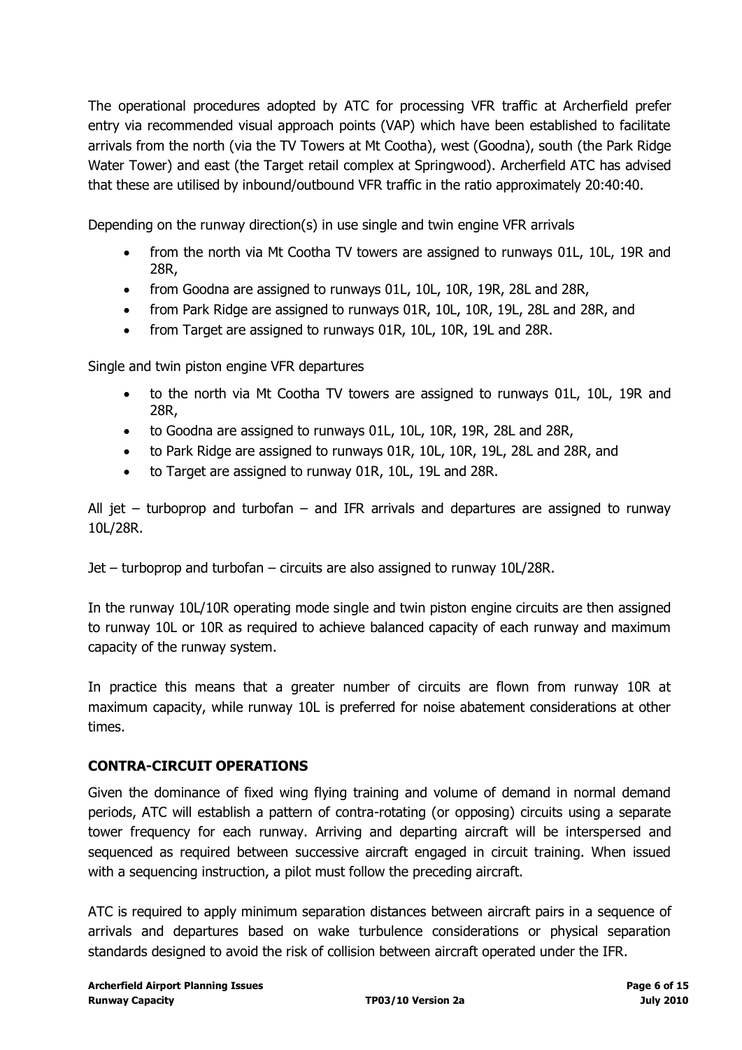The operational procedures adopted by ATC for processing VFR traffic at Archerfield prefer entry via recommended visual approach points (VAP) which have been established to facilitate arrivals from the north (via the TV Towers at Mt Cootha), west (Goodna), south (the Park Ridge Water Tower) and east (the Target retail complex at Springwood). Archerfield ATC has advised that these are utilised by inbound/outbound VFR traffic in the ratio approximately 20:40:40.

Depending on the runway direction(s) in use single and twin engine VFR arrivals

- from the north via Mt Cootha TV towers are assigned to runways 01L, 10L, 19R and 28R,
- from Goodna are assigned to runways 01L, 10L, 10R, 19R, 28L and 28R,
- from Park Ridge are assigned to runways 01R, 10L, 10R, 19L, 28L and 28R, and
- from Target are assigned to runways 01R, 10L, 10R, 19L and 28R.

Single and twin piston engine VFR departures

- to the north via Mt Cootha TV towers are assigned to runways 01L, 10L, 19R and 28R,
- to Goodna are assigned to runways 01L, 10L, 10R, 19R, 28L and 28R,
- to Park Ridge are assigned to runways 01R, 10L, 10R, 19L, 28L and 28R, and
- to Target are assigned to runway 01R, 10L, 19L and 28R.

All jet – turboprop and turbofan – and IFR arrivals and departures are assigned to runway 10L/28R.

Jet – turboprop and turbofan – circuits are also assigned to runway 10L/28R.

In the runway 10L/10R operating mode single and twin piston engine circuits are then assigned to runway 10L or 10R as required to achieve balanced capacity of each runway and maximum capacity of the runway system.

In practice this means that a greater number of circuits are flown from runway 10R at maximum capacity, while runway 10L is preferred for noise abatement considerations at other times.

## CONTRA-CIRCUIT OPERATIONS

Given the dominance of fixed wing flying training and volume of demand in normal demand periods, ATC will establish a pattern of contra-rotating (or opposing) circuits using a separate tower frequency for each runway. Arriving and departing aircraft will be interspersed and sequenced as required between successive aircraft engaged in circuit training. When issued with a sequencing instruction, a pilot must follow the preceding aircraft.

ATC is required to apply minimum separation distances between aircraft pairs in a sequence of arrivals and departures based on wake turbulence considerations or physical separation standards designed to avoid the risk of collision between aircraft operated under the IFR.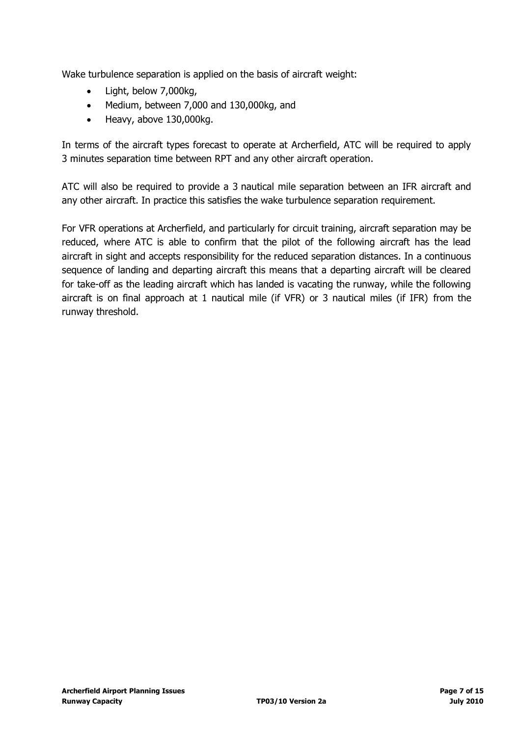Wake turbulence separation is applied on the basis of aircraft weight:

- Light, below 7,000kg,
- Medium, between 7,000 and 130,000kg, and
- Heavy, above 130,000kg.

In terms of the aircraft types forecast to operate at Archerfield, ATC will be required to apply 3 minutes separation time between RPT and any other aircraft operation.

ATC will also be required to provide a 3 nautical mile separation between an IFR aircraft and any other aircraft. In practice this satisfies the wake turbulence separation requirement.

For VFR operations at Archerfield, and particularly for circuit training, aircraft separation may be reduced, where ATC is able to confirm that the pilot of the following aircraft has the lead aircraft in sight and accepts responsibility for the reduced separation distances. In a continuous sequence of landing and departing aircraft this means that a departing aircraft will be cleared for take-off as the leading aircraft which has landed is vacating the runway, while the following aircraft is on final approach at 1 nautical mile (if VFR) or 3 nautical miles (if IFR) from the runway threshold.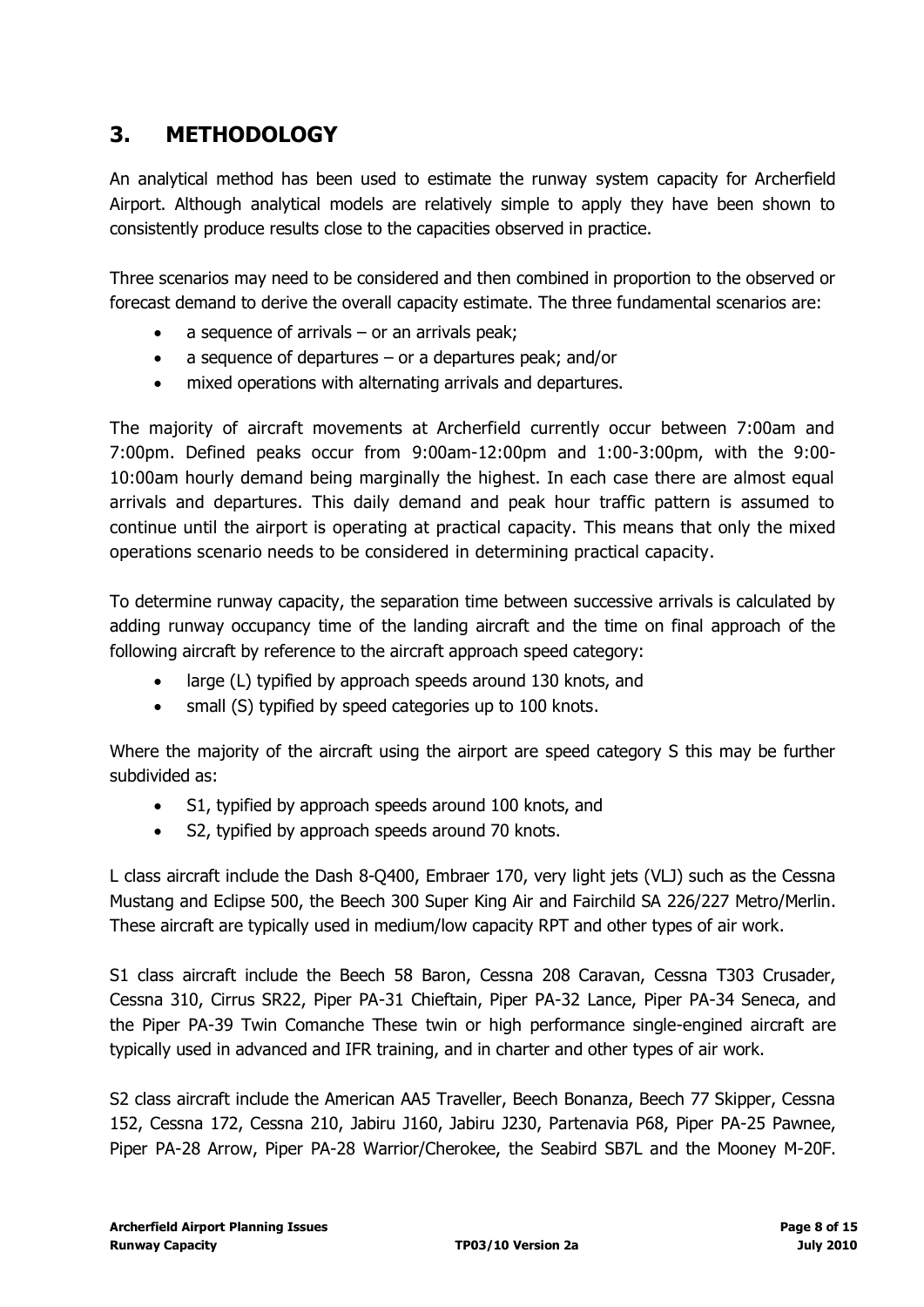## 3. METHODOLOGY

An analytical method has been used to estimate the runway system capacity for Archerfield Airport. Although analytical models are relatively simple to apply they have been shown to consistently produce results close to the capacities observed in practice.

Three scenarios may need to be considered and then combined in proportion to the observed or forecast demand to derive the overall capacity estimate. The three fundamental scenarios are:

- a sequence of arrivals – or an arrivals peak;
- a sequence of departures – or a departures peak; and/or
- mixed operations with alternating arrivals and departures.

The majority of aircraft movements at Archerfield currently occur between 7:00am and 7:00pm. Defined peaks occur from 9:00am-12:00pm and 1:00-3:00pm, with the 9:00-10:00am hourly demand being marginally the highest. In each case there are almost equal arrivals and departures. This daily demand and peak hour traffic pattern is assumed to continue until the airport is operating at practical capacity. This means that only the mixed operations scenario needs to be considered in determining practical capacity.

To determine runway capacity, the separation time between successive arrivals is calculated by adding runway occupancy time of the landing aircraft and the time on final approach of the following aircraft by reference to the aircraft approach speed category:

- large (L) typified by approach speeds around 130 knots, and
- small (S) typified by speed categories up to 100 knots.

Where the majority of the aircraft using the airport are speed category S this may be further subdivided as:

- S1, typified by approach speeds around 100 knots, and
- S2, typified by approach speeds around 70 knots.

L class aircraft include the Dash 8-Q400, Embraer 170, very light jets (VLJ) such as the Cessna Mustang and Eclipse 500, the Beech 300 Super King Air and Fairchild SA 226/227 Metro/Merlin. These aircraft are typically used in medium/low capacity RPT and other types of air work.

S1 class aircraft include the Beech 58 Baron, Cessna 208 Caravan, Cessna T303 Crusader, Cessna 310, Cirrus SR22, Piper PA-31 Chieftain, Piper PA-32 Lance, Piper PA-34 Seneca, and the Piper PA-39 Twin Comanche These twin or high performance single-engined aircraft are typically used in advanced and IFR training, and in charter and other types of air work.

S2 class aircraft include the American AA5 Traveller, Beech Bonanza, Beech 77 Skipper, Cessna 152, Cessna 172, Cessna 210, Jabiru J160, Jabiru J230, Partenavia P68, Piper PA-25 Pawnee, Piper PA-28 Arrow, Piper PA-28 Warrior/Cherokee, the Seabird SB7L and the Mooney M-20F.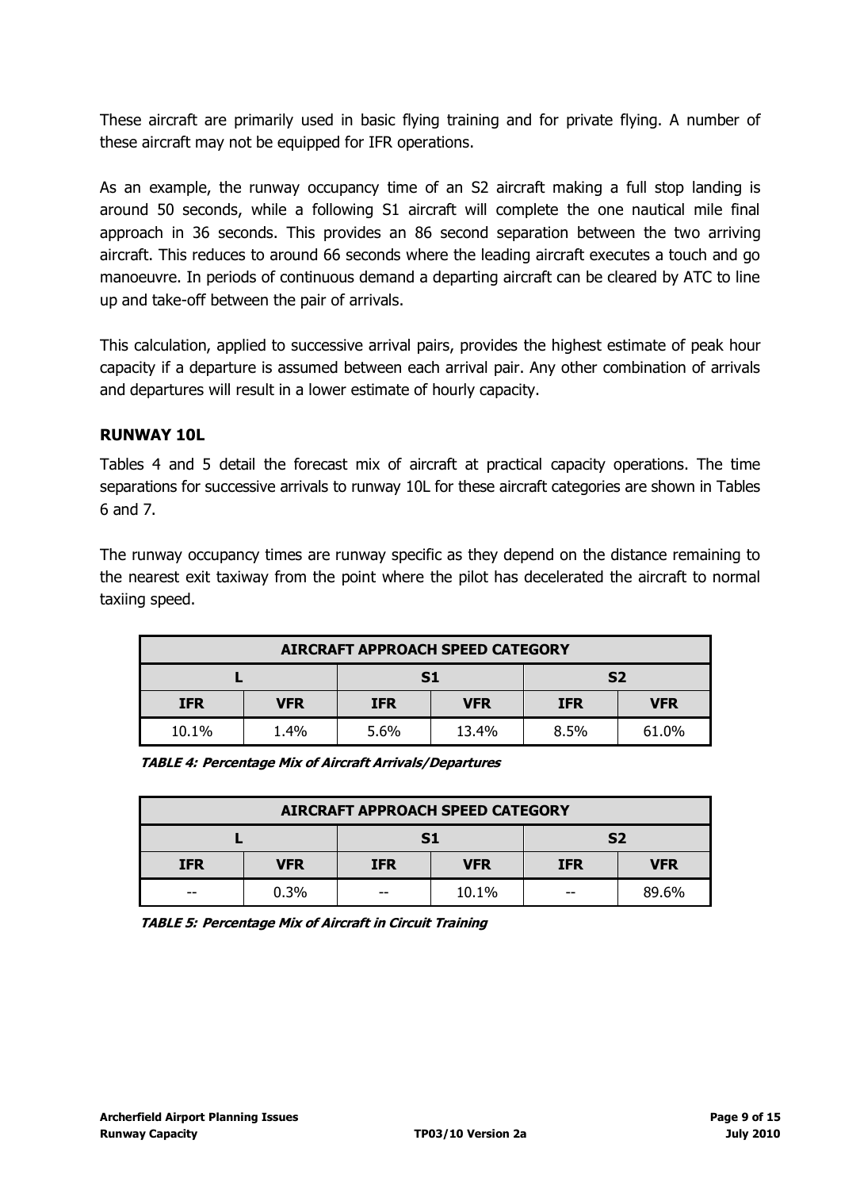These aircraft are primarily used in basic flying training and for private flying. A number of these aircraft may not be equipped for IFR operations.

As an example, the runway occupancy time of an S2 aircraft making a full stop landing is around 50 seconds, while a following S1 aircraft will complete the one nautical mile final approach in 36 seconds. This provides an 86 second separation between the two arriving aircraft. This reduces to around 66 seconds where the leading aircraft executes a touch and go manoeuvre. In periods of continuous demand a departing aircraft can be cleared by ATC to line up and take-off between the pair of arrivals.

This calculation, applied to successive arrival pairs, provides the highest estimate of peak hour capacity if a departure is assumed between each arrival pair. Any other combination of arrivals and departures will result in a lower estimate of hourly capacity.

## RUNWAY 10L

Tables 4 and 5 detail the forecast mix of aircraft at practical capacity operations. The time separations for successive arrivals to runway 10L for these aircraft categories are shown in Tables 6 and 7.

The runway occupancy times are runway specific as they depend on the distance remaining to the nearest exit taxiway from the point where the pilot has decelerated the aircraft to normal taxiing speed.

| AIRCRAFT APPROACH SPEED CATEGORY | | | | | |
|---|---|---|---|---|---|
| L | | S1 | | S2 | |
| IFR | VFR | IFR | VFR | IFR | VFR |
| 10.1% | 1.4% | 5.6% | 13.4% | 8.5% | 61.0% |

***TABLE 4: Percentage Mix of Aircraft Arrivals/Departures***

| AIRCRAFT APPROACH SPEED CATEGORY | | | | | |
|---|---|---|---|---|---|
| L | | S1 | | S2 | |
| IFR | VFR | IFR | VFR | IFR | VFR |
| -- | 0.3% | -- | 10.1% | -- | 89.6% |

***TABLE 5: Percentage Mix of Aircraft in Circuit Training***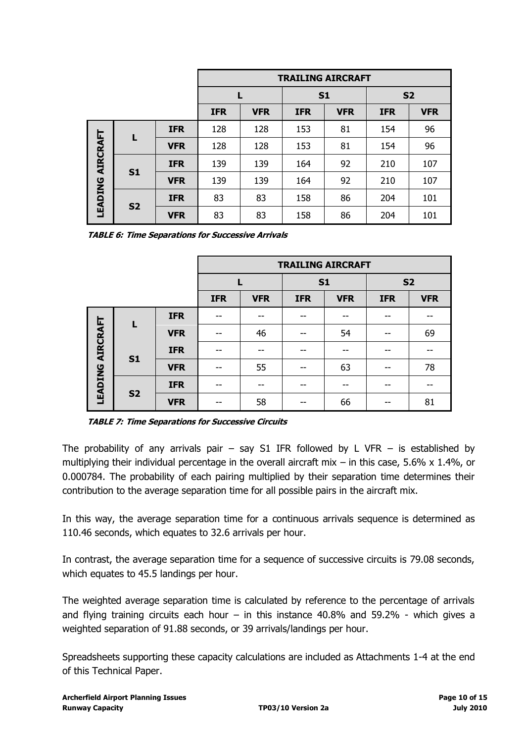| | | TRAILING AIRCRAFT | | | | | |
|---|---|---|---|---|---|---|---|
| | | L | | S1 | | S2 | |
| | | IFR | VFR | IFR | VFR | IFR | VFR |
| LEADING AIRCRAFT L | IFR | 128 | 128 | 153 | 81 | 154 | 96 |
| | VFR | 128 | 128 | 153 | 81 | 154 | 96 |
| S1 | IFR | 139 | 139 | 164 | 92 | 210 | 107 |
| | VFR | 139 | 139 | 164 | 92 | 210 | 107 |
| S2 | IFR | 83 | 83 | 158 | 86 | 204 | 101 |
| | VFR | 83 | 83 | 158 | 86 | 204 | 101 |

***TABLE 6: Time Separations for Successive Arrivals***

| | | TRAILING AIRCRAFT | | | | | |
|---|---|---|---|---|---|---|---|
| | | L | | S1 | | S2 | |
| | | IFR | VFR | IFR | VFR | IFR | VFR |
| LEADING AIRCRAFT L | IFR | -- | -- | -- | -- | -- | -- |
| | VFR | -- | 46 | -- | 54 | -- | 69 |
| S1 | IFR | -- | -- | -- | -- | -- | -- |
| | VFR | -- | 55 | -- | 63 | -- | 78 |
| S2 | IFR | -- | -- | -- | -- | -- | -- |
| | VFR | -- | 58 | -- | 66 | -- | 81 |

***TABLE 7: Time Separations for Successive Circuits***

The probability of any arrivals pair – say S1 IFR followed by L VFR – is established by multiplying their individual percentage in the overall aircraft mix – in this case, 5.6% x 1.4%, or 0.000784. The probability of each pairing multiplied by their separation time determines their contribution to the average separation time for all possible pairs in the aircraft mix.

In this way, the average separation time for a continuous arrivals sequence is determined as 110.46 seconds, which equates to 32.6 arrivals per hour.

In contrast, the average separation time for a sequence of successive circuits is 79.08 seconds, which equates to 45.5 landings per hour.

The weighted average separation time is calculated by reference to the percentage of arrivals and flying training circuits each hour – in this instance 40.8% and 59.2% - which gives a weighted separation of 91.88 seconds, or 39 arrivals/landings per hour.

Spreadsheets supporting these capacity calculations are included as Attachments 1-4 at the end of this Technical Paper.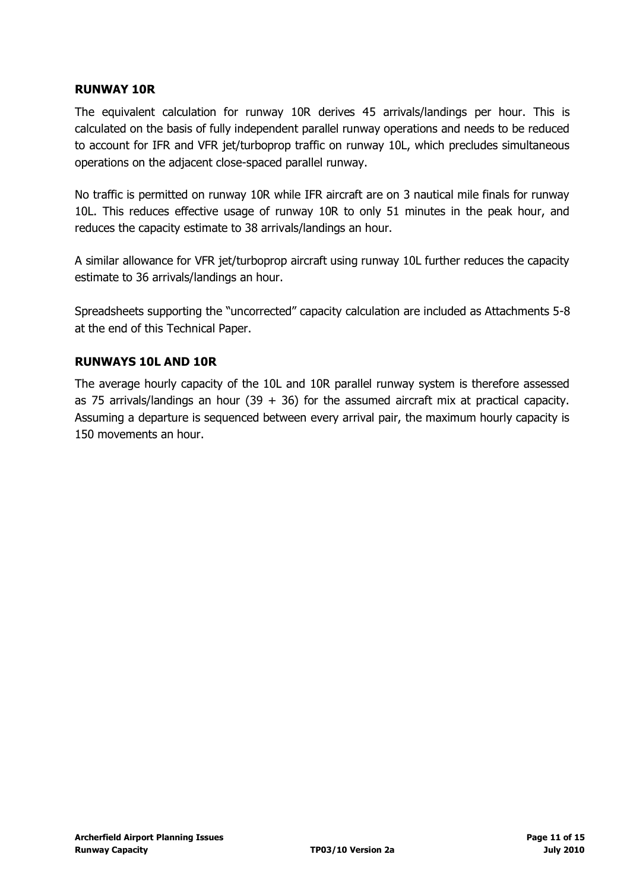### RUNWAY 10R

The equivalent calculation for runway 10R derives 45 arrivals/landings per hour. This is calculated on the basis of fully independent parallel runway operations and needs to be reduced to account for IFR and VFR jet/turboprop traffic on runway 10L, which precludes simultaneous operations on the adjacent close-spaced parallel runway.

No traffic is permitted on runway 10R while IFR aircraft are on 3 nautical mile finals for runway 10L. This reduces effective usage of runway 10R to only 51 minutes in the peak hour, and reduces the capacity estimate to 38 arrivals/landings an hour.

A similar allowance for VFR jet/turboprop aircraft using runway 10L further reduces the capacity estimate to 36 arrivals/landings an hour.

Spreadsheets supporting the "uncorrected" capacity calculation are included as Attachments 5-8 at the end of this Technical Paper.

### RUNWAYS 10L AND 10R

The average hourly capacity of the 10L and 10R parallel runway system is therefore assessed as 75 arrivals/landings an hour (39 + 36) for the assumed aircraft mix at practical capacity. Assuming a departure is sequenced between every arrival pair, the maximum hourly capacity is 150 movements an hour.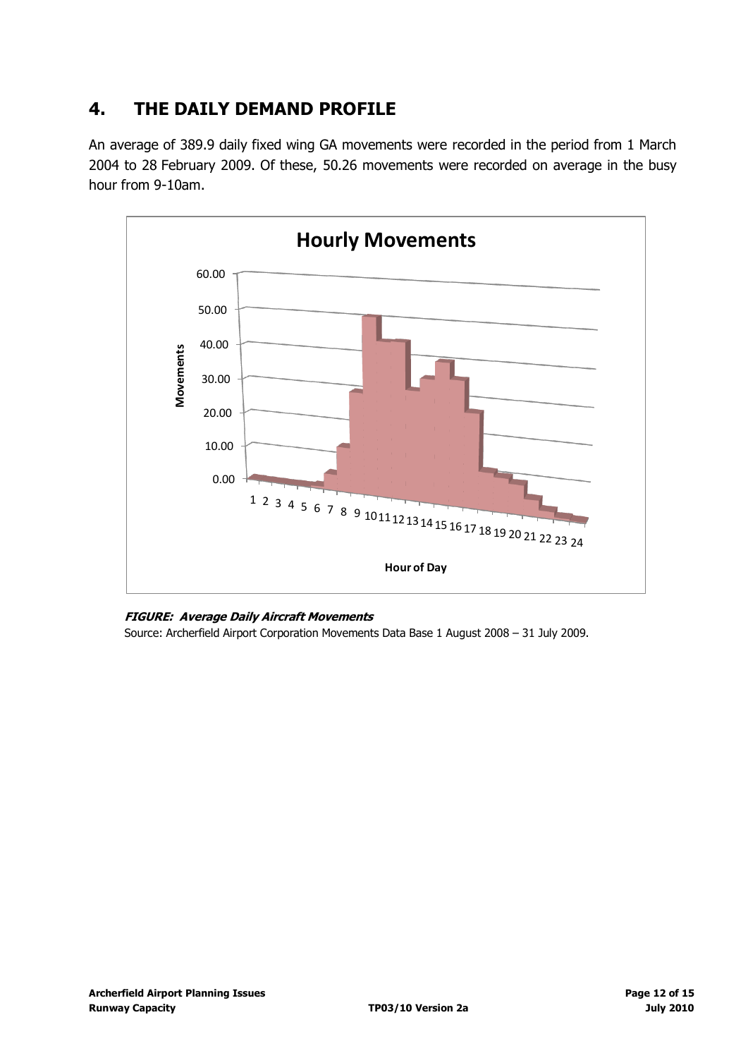## 4. THE DAILY DEMAND PROFILE

An average of 389.9 daily fixed wing GA movements were recorded in the period from 1 March 2004 to 28 February 2009. Of these, 50.26 movements were recorded on average in the busy hour from 9-10am.

***FIGURE: Average Daily Aircraft Movements***

Source: Archerfield Airport Corporation Movements Data Base 1 August 2008 – 31 July 2009.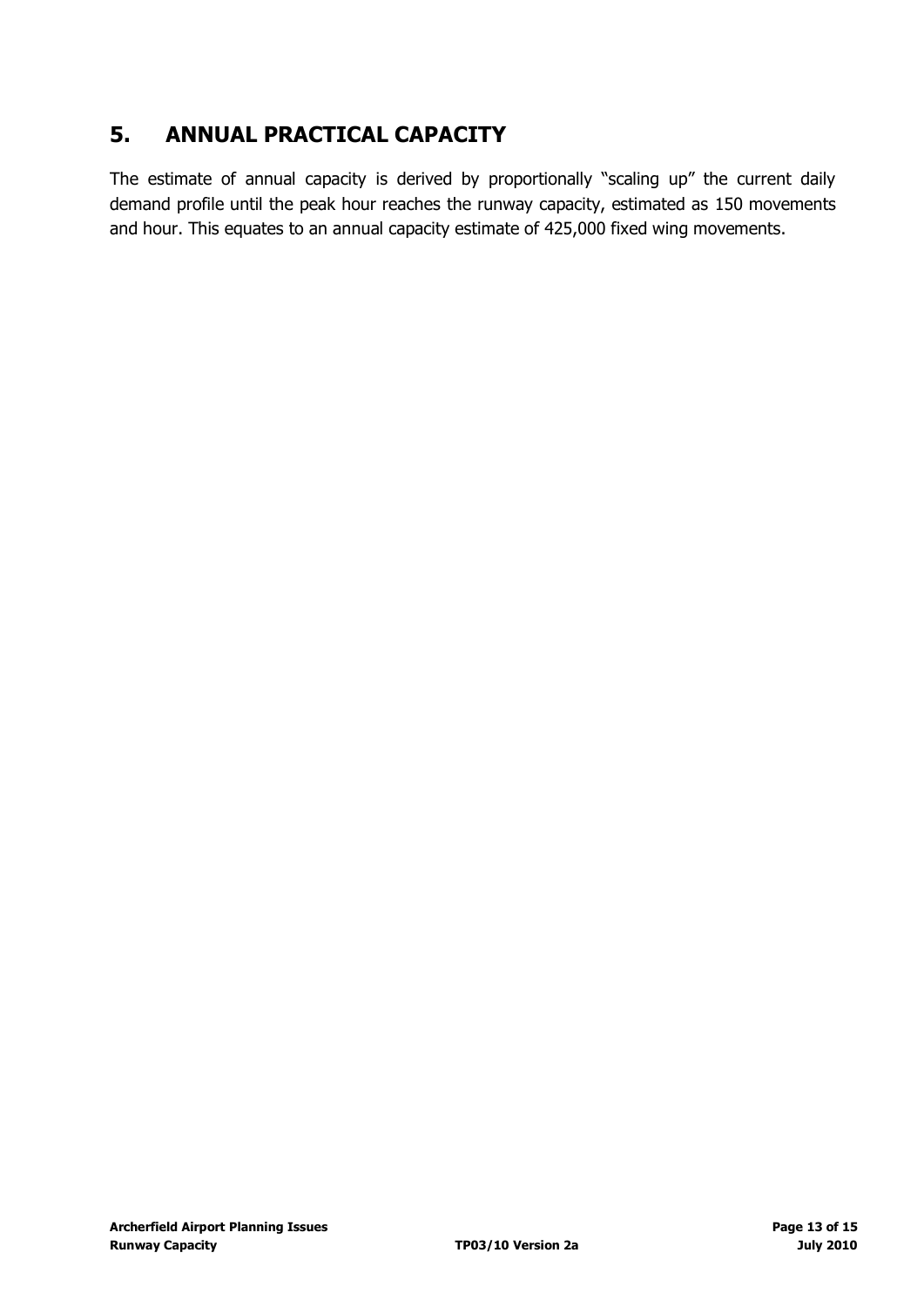## 5. ANNUAL PRACTICAL CAPACITY

The estimate of annual capacity is derived by proportionally "scaling up" the current daily demand profile until the peak hour reaches the runway capacity, estimated as 150 movements and hour. This equates to an annual capacity estimate of 425,000 fixed wing movements.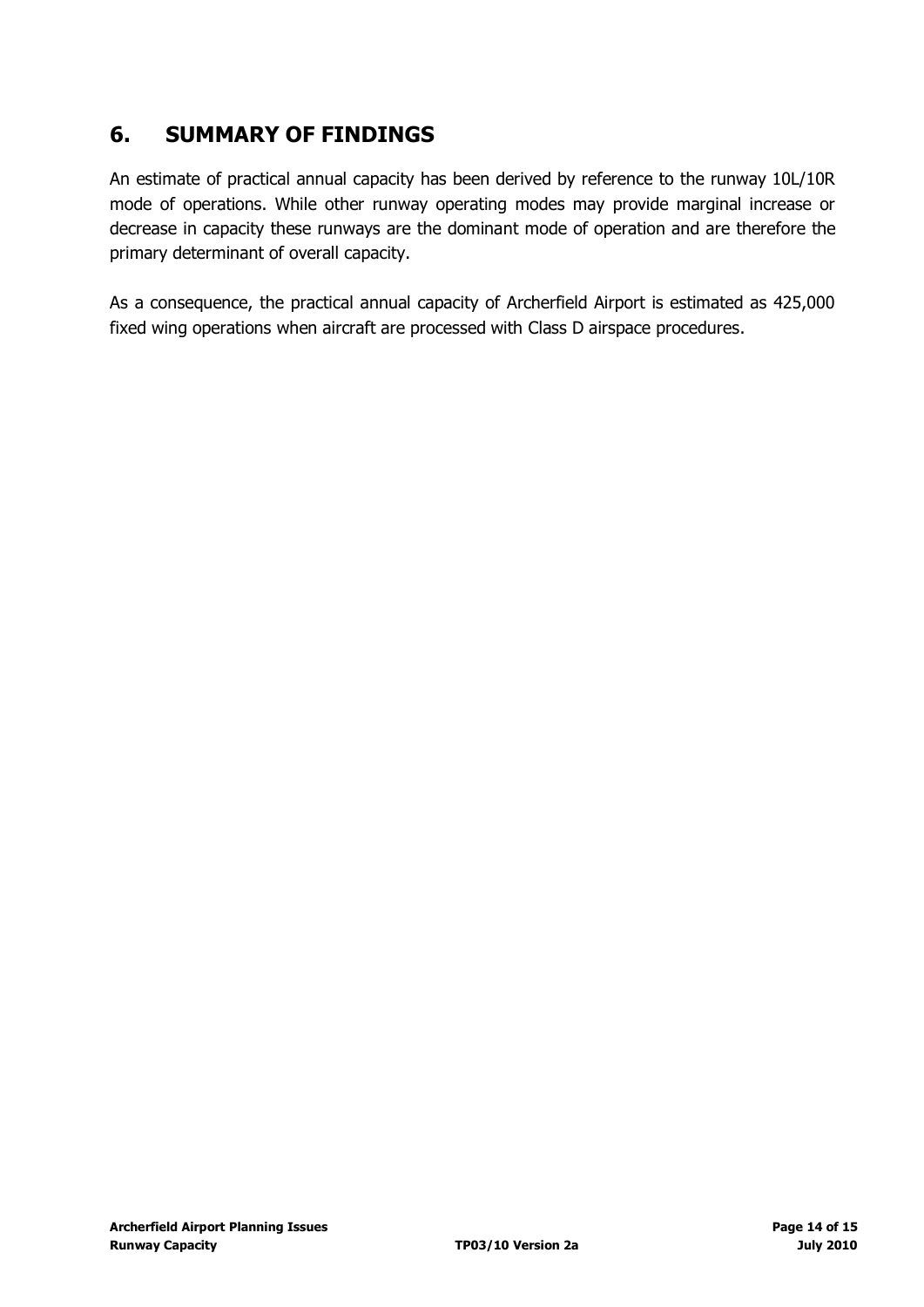## 6. SUMMARY OF FINDINGS

An estimate of practical annual capacity has been derived by reference to the runway 10L/10R mode of operations. While other runway operating modes may provide marginal increase or decrease in capacity these runways are the dominant mode of operation and are therefore the primary determinant of overall capacity.

As a consequence, the practical annual capacity of Archerfield Airport is estimated as 425,000 fixed wing operations when aircraft are processed with Class D airspace procedures.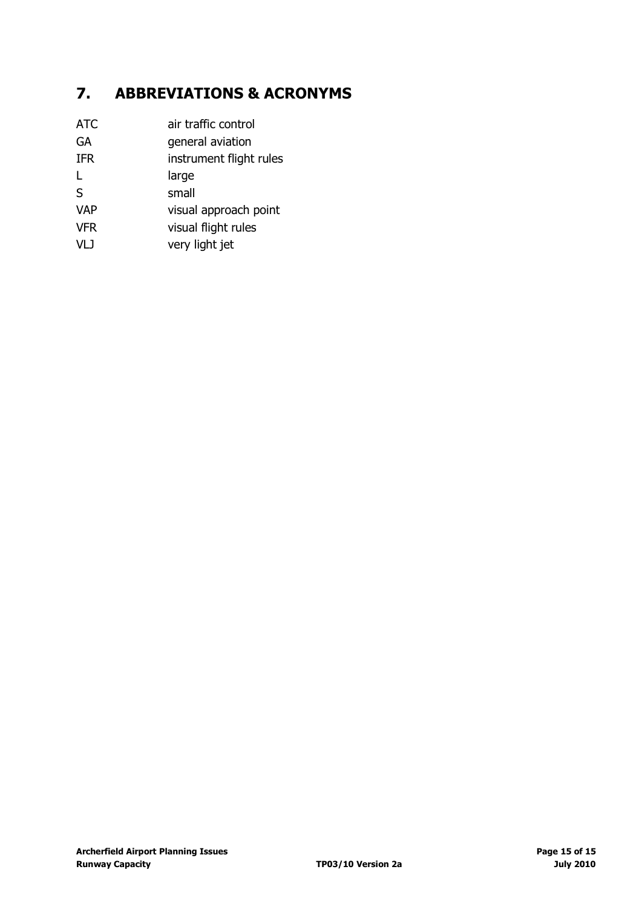# 7. ABBREVIATIONS & ACRONYMS

| | |
|---|---|
| ATC | air traffic control |
| GA | general aviation |
| IFR | instrument flight rules |
| L | large |
| S | small |
| VAP | visual approach point |
| VFR | visual flight rules |
| VLJ | very light jet |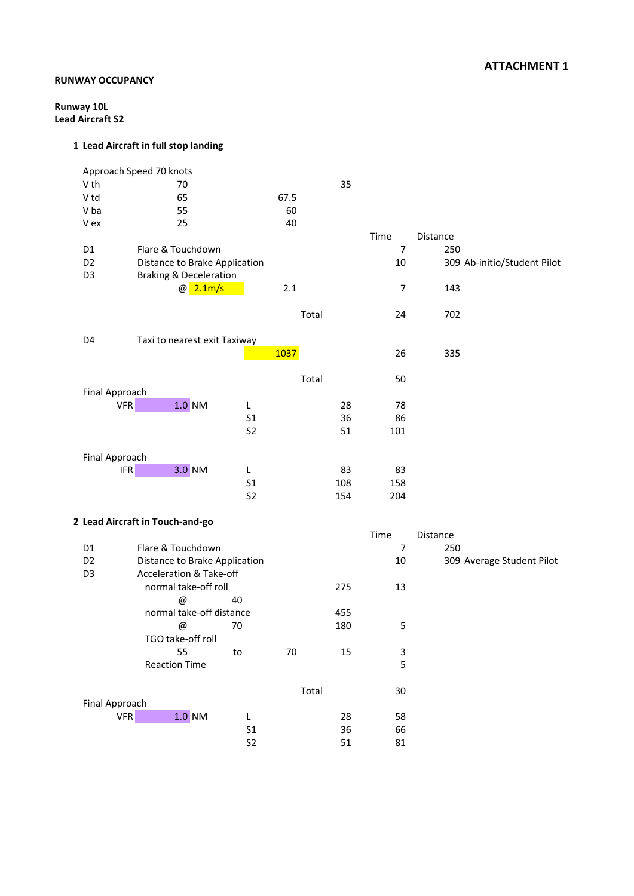**ATTACHMENT 1**

**RUNWAY OCCUPANCY**

**Runway 10L**
**Lead Aircraft S2**

**1 Lead Aircraft in full stop landing**

Approach Speed 70 knots

| | | | | | | |
|---|---|---|---|---|---|---|
| V th | 70 | | 35 | | | |
| V td | 65 | 67.5 | | | | |
| V ba | 55 | 60 | | | | |
| V ex | 25 | 40 | | | | |
| | | | | Time | Distance | |
| D1 | Flare & Touchdown | | | 7 | 250 | |
| D2 | Distance to Brake Application | | | 10 | 309 | Ab-initio/Student Pilot |
| D3 | Braking & Deceleration | | | | | |
| | @ 2.1m/s | 2.1 | | 7 | 143 | |
| | | Total | | 24 | 702 | |
| D4 | Taxi to nearest exit Taxiway | | | | | |
| | | 1037 | | 26 | 335 | |
| | | Total | | 50 | | |

Final Approach

| | | | | | |
|---|---|---|---|---|---|
| VFR | 1.0 NM | L | 28 | 78 | |
| | | S1 | 36 | 86 | |
| | | S2 | 51 | 101 | |

Final Approach

| | | | | | |
|---|---|---|---|---|---|
| IFR | 3.0 NM | L | 83 | 83 | |
| | | S1 | 108 | 158 | |
| | | S2 | 154 | 204 | |

**2 Lead Aircraft in Touch-and-go**

| | | | | | | |
|---|---|---|---|---|---|---|
| | | | | Time | Distance | |
| D1 | Flare & Touchdown | | | 7 | 250 | |
| D2 | Distance to Brake Application | | | 10 | 309 | Average Student Pilot |
| D3 | Acceleration & Take-off | | | | | |
| | normal take-off roll | | 275 | 13 | | |
| | @ 40 | | | | | |
| | normal take-off distance | | 455 | | | |
| | @ 70 | | 180 | 5 | | |
| | TGO take-off roll | | | | | |
| | 55 to | 70 | 15 | 3 | | |
| | Reaction Time | | | 5 | | |
| | | Total | | 30 | | |

Final Approach

| | | | | | |
|---|---|---|---|---|---|
| VFR | 1.0 NM | L | 28 | 58 | |
| | | S1 | 36 | 66 | |
| | | S2 | 51 | 81 | |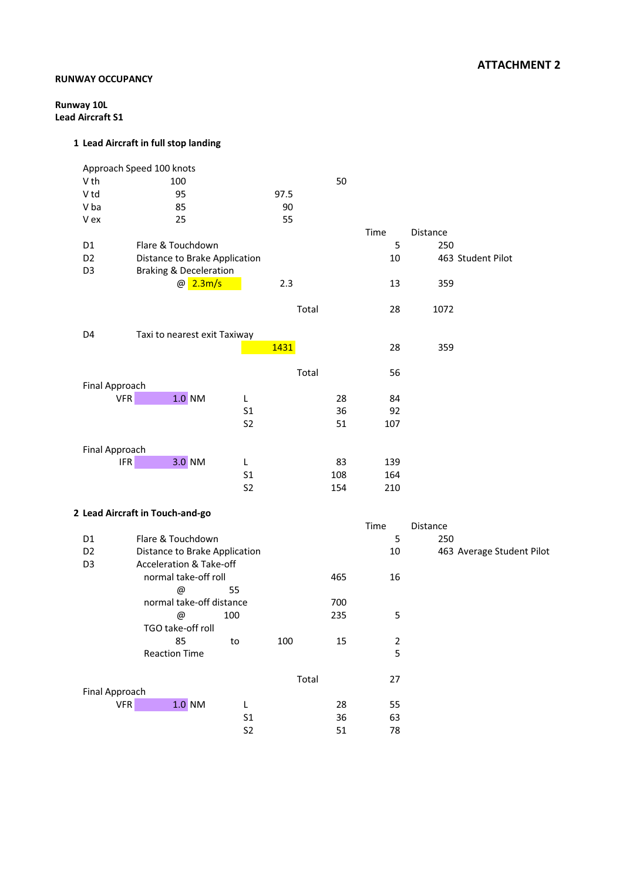**ATTACHMENT 2**

**RUNWAY OCCUPANCY**

**Runway 10L**
**Lead Aircraft S1**

**1 Lead Aircraft in full stop landing**

| | | | | | | |
|---|---|---|---|---|---|---|
| Approach Speed 100 knots | | | | | | |
| V th | 100 | | | 50 | | |
| V td | 95 | | 97.5 | | | |
| V ba | 85 | | 90 | | | |
| V ex | 25 | | 55 | | | |
| | | | | | Time | Distance |
| D1 | Flare & Touchdown | | | | 5 | 250 |
| D2 | Distance to Brake Application | | | | 10 | 463 Student Pilot |
| D3 | Braking & Deceleration | | | | | |
| | @ 2.3m/s | | 2.3 | | 13 | 359 |
| | | | Total | | 28 | 1072 |
| D4 | Taxi to nearest exit Taxiway | | | | | |
| | | | 1431 | | 28 | 359 |
| | | | Total | | 56 | |
| Final Approach | | | | | | |
| VFR | 1.0 NM | L | | 28 | 84 | |
| | | S1 | | 36 | 92 | |
| | | S2 | | 51 | 107 | |
| Final Approach | | | | | | |
| IFR | 3.0 NM | L | | 83 | 139 | |
| | | S1 | | 108 | 164 | |
| | | S2 | | 154 | 210 | |

**2 Lead Aircraft in Touch-and-go**

| | | | | | | |
|---|---|---|---|---|---|---|
| | | | | | Time | Distance |
| D1 | Flare & Touchdown | | | | 5 | 250 |
| D2 | Distance to Brake Application | | | | 10 | 463 Average Student Pilot |
| D3 | Acceleration & Take-off | | | | | |
| | normal take-off roll | | | 465 | 16 | |
| | @ | 55 | | | | |
| | normal take-off distance | | | 700 | | |
| | @ | 100 | | 235 | 5 | |
| | TGO take-off roll | | | | | |
| | 85 | to | 100 | 15 | 2 | |
| | Reaction Time | | | | 5 | |
| | | | Total | | 27 | |
| Final Approach | | | | | | |
| VFR | 1.0 NM | L | | 28 | 55 | |
| | | S1 | | 36 | 63 | |
| | | S2 | | 51 | 78 | |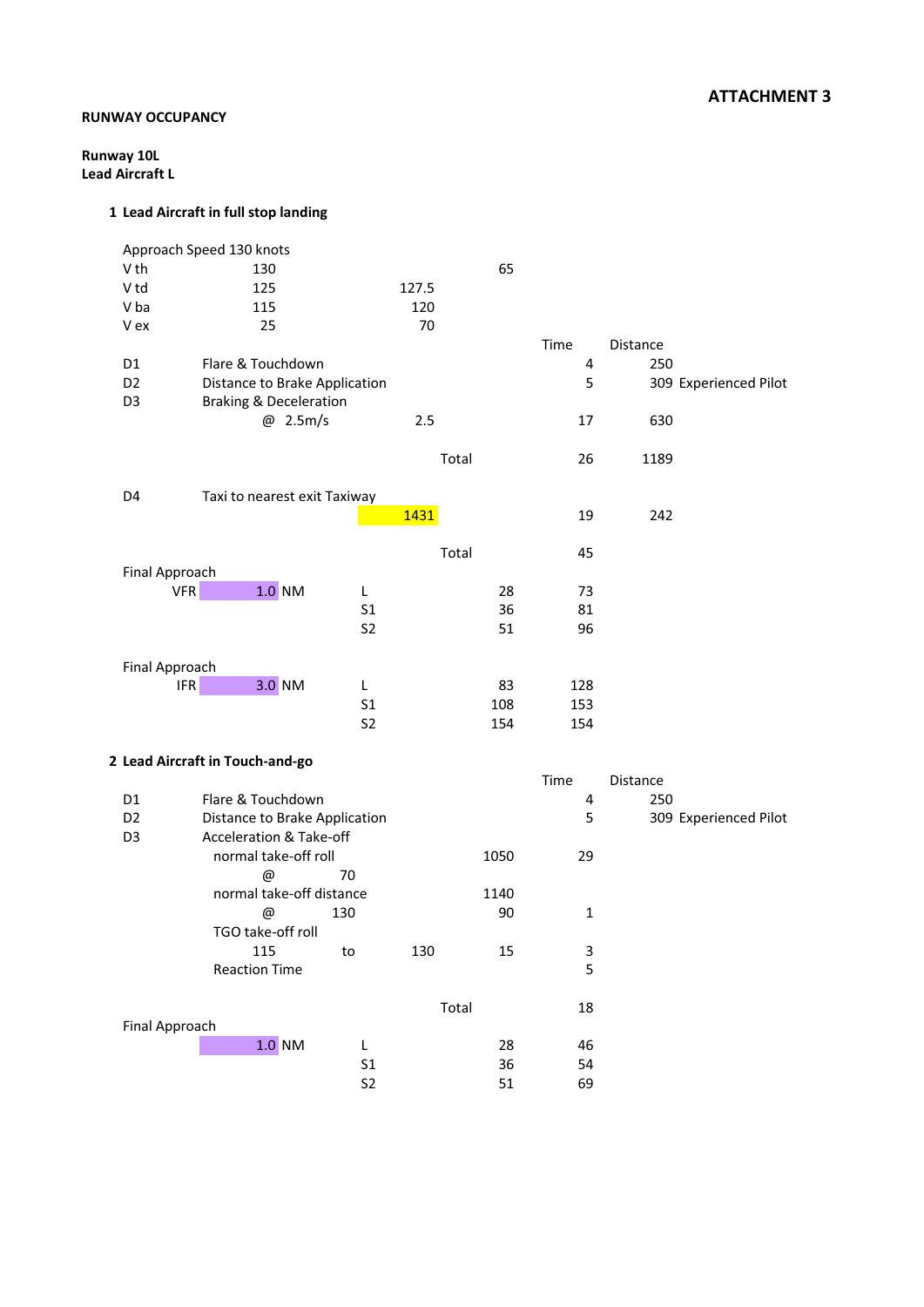**ATTACHMENT 3**

**RUNWAY OCCUPANCY**

**Runway 10L**
**Lead Aircraft L**

**1 Lead Aircraft in full stop landing**

Approach Speed 130 knots

| | | | | Time | Distance |
|---|---|---|---|---|---|
| V th | 130 | | 65 | | |
| V td | 125 | 127.5 | | | |
| V ba | 115 | 120 | | | |
| V ex | 25 | 70 | | | |
| D1 | Flare & Touchdown | | | 4 | 250 |
| D2 | Distance to Brake Application | | | 5 | 309 Experienced Pilot |
| D3 | Braking & Deceleration | | | | |
| | @ 2.5m/s | 2.5 | | 17 | 630 |
| | | Total | | 26 | 1189 |
| D4 | Taxi to nearest exit Taxiway | | | | |
| | | 1431 | | 19 | 242 |
| | | Total | | 45 | |

Final Approach

| VFR | | | |
|---|---|---|---|
| 1.0 NM | L | 28 | 73 |
| | S1 | 36 | 81 |
| | S2 | 51 | 96 |

Final Approach

| IFR | | | |
|---|---|---|---|
| 3.0 NM | L | 83 | 128 |
| | S1 | 108 | 153 |
| | S2 | 154 | 154 |

**2 Lead Aircraft in Touch-and-go**

| | | | | | Time | Distance |
|---|---|---|---|---|---|---|
| D1 | Flare & Touchdown | | | | 4 | 250 |
| D2 | Distance to Brake Application | | | | 5 | 309 Experienced Pilot |
| D3 | Acceleration & Take-off | | | | | |
| | normal take-off roll | | | 1050 | 29 | |
| | @ | 70 | | | | |
| | normal take-off distance | | | 1140 | | |
| | @ | 130 | | 90 | 1 | |
| | TGO take-off roll | | | | | |
| | 115 | to | 130 | 15 | 3 | |
| | Reaction Time | | | | 5 | |
| | | | Total | | 18 | |

Final Approach

| | | | |
|---|---|---|---|
| 1.0 NM | L | 28 | 46 |
| | S1 | 36 | 54 |
| | S2 | 51 | 69 |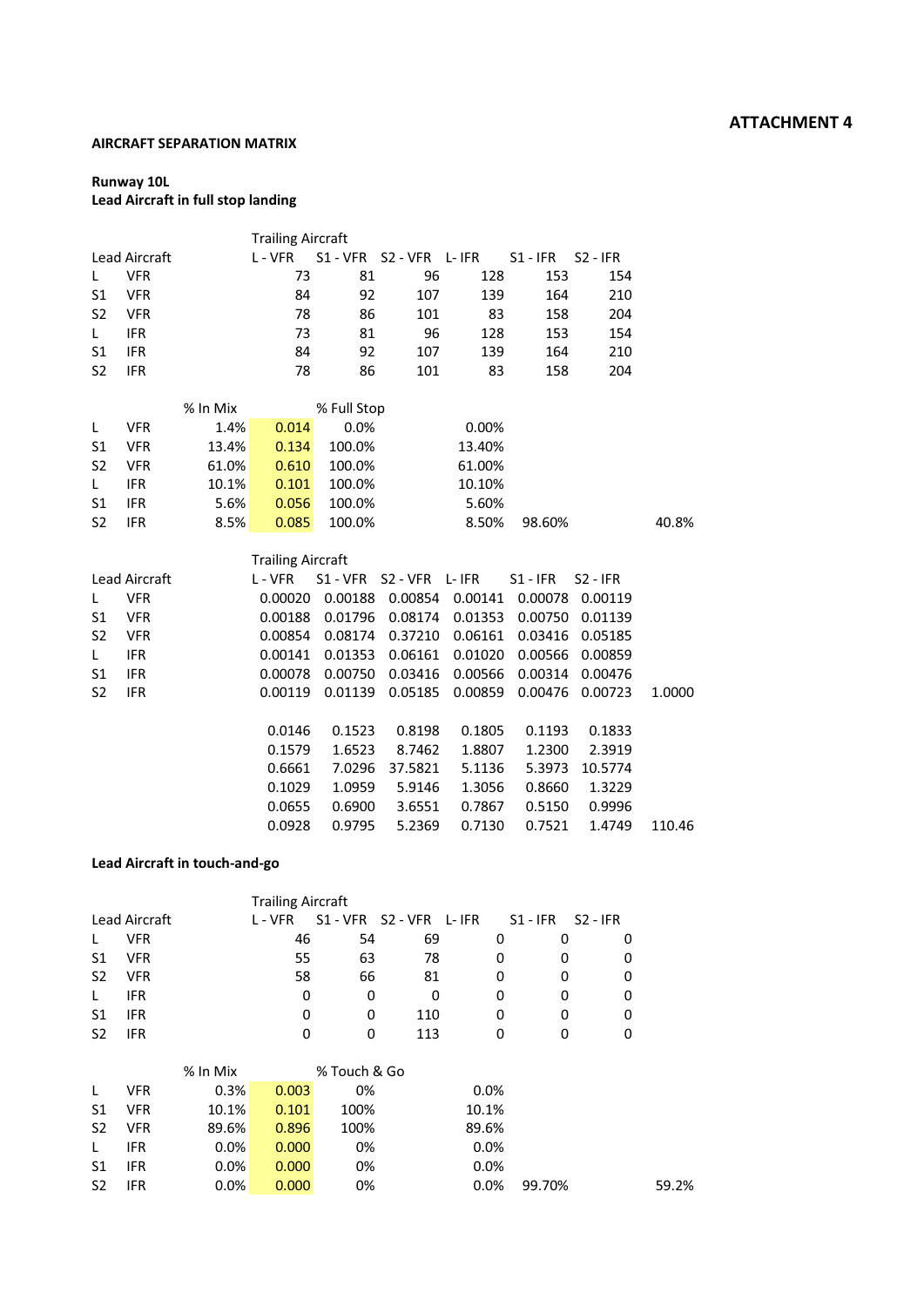**ATTACHMENT 4**

**AIRCRAFT SEPARATION MATRIX**

**Runway 10L**
**Lead Aircraft in full stop landing**

| Lead Aircraft | | Trailing Aircraft L - VFR | S1 - VFR | S2 - VFR | L- IFR | S1 - IFR | S2 - IFR |
|---|---|---|---|---|---|---|---|
| L | VFR | 73 | 81 | 96 | 128 | 153 | 154 |
| S1 | VFR | 84 | 92 | 107 | 139 | 164 | 210 |
| S2 | VFR | 78 | 86 | 101 | 83 | 158 | 204 |
| L | IFR | 73 | 81 | 96 | 128 | 153 | 154 |
| S1 | IFR | 84 | 92 | 107 | 139 | 164 | 210 |
| S2 | IFR | 78 | 86 | 101 | 83 | 158 | 204 |

| | | % In Mix | | % Full Stop | | | |
|---|---|---|---|---|---|---|---|
| L | VFR | 1.4% | 0.014 | 0.0% | 0.00% | | |
| S1 | VFR | 13.4% | 0.134 | 100.0% | 13.40% | | |
| S2 | VFR | 61.0% | 0.610 | 100.0% | 61.00% | | |
| L | IFR | 10.1% | 0.101 | 100.0% | 10.10% | | |
| S1 | IFR | 5.6% | 0.056 | 100.0% | 5.60% | | |
| S2 | IFR | 8.5% | 0.085 | 100.0% | 8.50% | 98.60% | 40.8% |

| Lead Aircraft | | Trailing Aircraft L - VFR | S1 - VFR | S2 - VFR | L- IFR | S1 - IFR | S2 - IFR | |
|---|---|---|---|---|---|---|---|---|
| L | VFR | 0.00020 | 0.00188 | 0.00854 | 0.00141 | 0.00078 | 0.00119 | |
| S1 | VFR | 0.00188 | 0.01796 | 0.08174 | 0.01353 | 0.00750 | 0.01139 | |
| S2 | VFR | 0.00854 | 0.08174 | 0.37210 | 0.06161 | 0.03416 | 0.05185 | |
| L | IFR | 0.00141 | 0.01353 | 0.06161 | 0.01020 | 0.00566 | 0.00859 | |
| S1 | IFR | 0.00078 | 0.00750 | 0.03416 | 0.00566 | 0.00314 | 0.00476 | |
| S2 | IFR | 0.00119 | 0.01139 | 0.05185 | 0.00859 | 0.00476 | 0.00723 | 1.0000 |

| | | | | | | |
|---|---|---|---|---|---|---|
| 0.0146 | 0.1523 | 0.8198 | 0.1805 | 0.1193 | 0.1833 | |
| 0.1579 | 1.6523 | 8.7462 | 1.8807 | 1.2300 | 2.3919 | |
| 0.6661 | 7.0296 | 37.5821 | 5.1136 | 5.3973 | 10.5774 | |
| 0.1029 | 1.0959 | 5.9146 | 1.3056 | 0.8660 | 1.3229 | |
| 0.0655 | 0.6900 | 3.6551 | 0.7867 | 0.5150 | 0.9996 | |
| 0.0928 | 0.9795 | 5.2369 | 0.7130 | 0.7521 | 1.4749 | 110.46 |

**Lead Aircraft in touch-and-go**

| Lead Aircraft | | Trailing Aircraft L - VFR | S1 - VFR | S2 - VFR | L- IFR | S1 - IFR | S2 - IFR |
|---|---|---|---|---|---|---|---|
| L | VFR | 46 | 54 | 69 | 0 | 0 | 0 |
| S1 | VFR | 55 | 63 | 78 | 0 | 0 | 0 |
| S2 | VFR | 58 | 66 | 81 | 0 | 0 | 0 |
| L | IFR | 0 | 0 | 0 | 0 | 0 | 0 |
| S1 | IFR | 0 | 0 | 110 | 0 | 0 | 0 |
| S2 | IFR | 0 | 0 | 113 | 0 | 0 | 0 |

| | | % In Mix | | % Touch & Go | | | |
|---|---|---|---|---|---|---|---|
| L | VFR | 0.3% | 0.003 | 0% | 0.0% | | |
| S1 | VFR | 10.1% | 0.101 | 100% | 10.1% | | |
| S2 | VFR | 89.6% | 0.896 | 100% | 89.6% | | |
| L | IFR | 0.0% | 0.000 | 0% | 0.0% | | |
| S1 | IFR | 0.0% | 0.000 | 0% | 0.0% | | |
| S2 | IFR | 0.0% | 0.000 | 0% | 0.0% | 99.70% | 59.2% |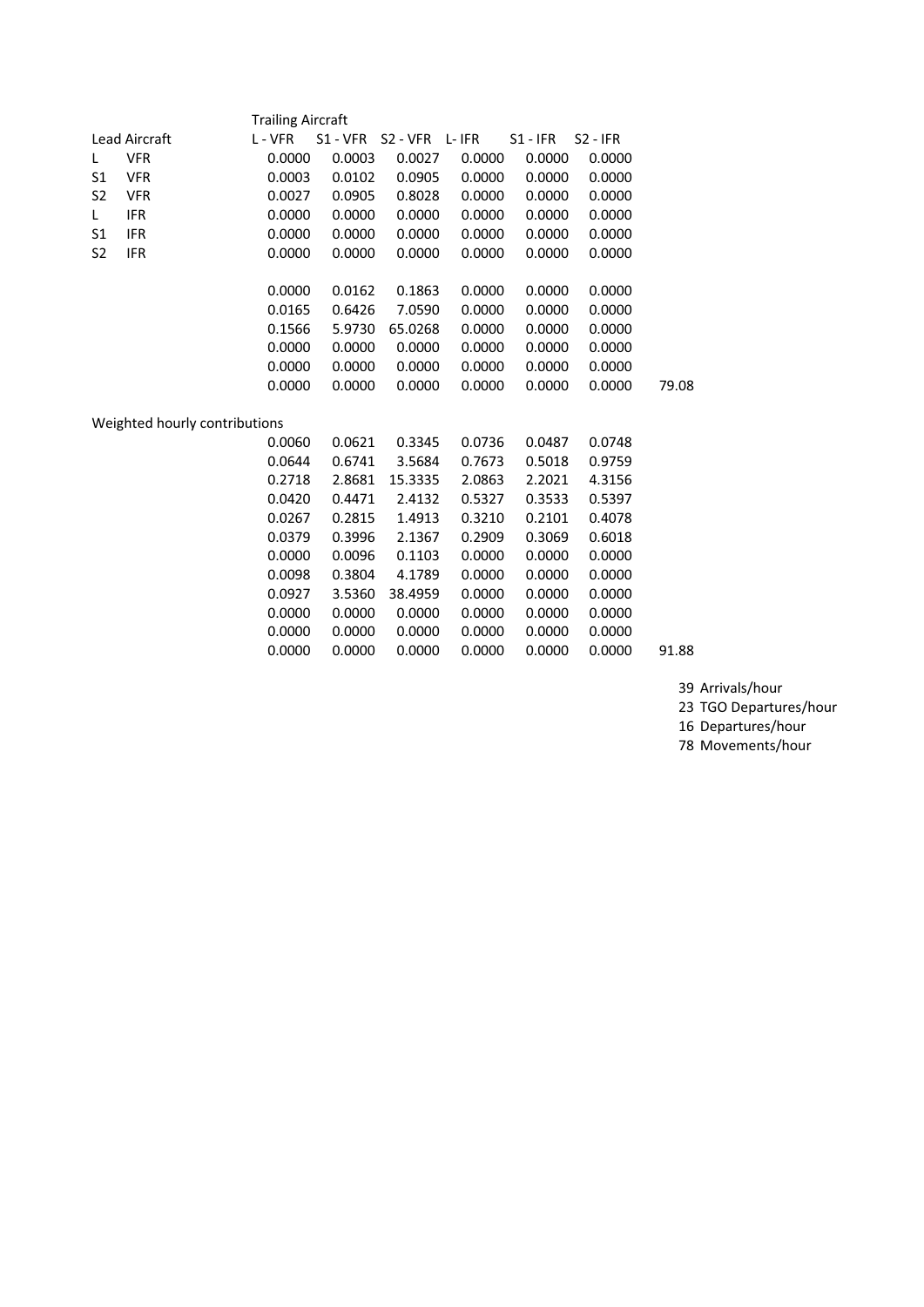| Lead Aircraft | | Trailing Aircraft L - VFR | S1 - VFR | S2 - VFR | L- IFR | S1 - IFR | S2 - IFR | |
|---|---|---|---|---|---|---|---|---|
| L | VFR | 0.0000 | 0.0003 | 0.0027 | 0.0000 | 0.0000 | 0.0000 | |
| S1 | VFR | 0.0003 | 0.0102 | 0.0905 | 0.0000 | 0.0000 | 0.0000 | |
| S2 | VFR | 0.0027 | 0.0905 | 0.8028 | 0.0000 | 0.0000 | 0.0000 | |
| L | IFR | 0.0000 | 0.0000 | 0.0000 | 0.0000 | 0.0000 | 0.0000 | |
| S1 | IFR | 0.0000 | 0.0000 | 0.0000 | 0.0000 | 0.0000 | 0.0000 | |
| S2 | IFR | 0.0000 | 0.0000 | 0.0000 | 0.0000 | 0.0000 | 0.0000 | |
| | | | | | | | | |
| | | 0.0000 | 0.0162 | 0.1863 | 0.0000 | 0.0000 | 0.0000 | |
| | | 0.0165 | 0.6426 | 7.0590 | 0.0000 | 0.0000 | 0.0000 | |
| | | 0.1566 | 5.9730 | 65.0268 | 0.0000 | 0.0000 | 0.0000 | |
| | | 0.0000 | 0.0000 | 0.0000 | 0.0000 | 0.0000 | 0.0000 | |
| | | 0.0000 | 0.0000 | 0.0000 | 0.0000 | 0.0000 | 0.0000 | |
| | | 0.0000 | 0.0000 | 0.0000 | 0.0000 | 0.0000 | 0.0000 | 79.08 |
| | | | | | | | | |
| Weighted hourly contributions | | | | | | | | |
| | | 0.0060 | 0.0621 | 0.3345 | 0.0736 | 0.0487 | 0.0748 | |
| | | 0.0644 | 0.6741 | 3.5684 | 0.7673 | 0.5018 | 0.9759 | |
| | | 0.2718 | 2.8681 | 15.3335 | 2.0863 | 2.2021 | 4.3156 | |
| | | 0.0420 | 0.4471 | 2.4132 | 0.5327 | 0.3533 | 0.5397 | |
| | | 0.0267 | 0.2815 | 1.4913 | 0.3210 | 0.2101 | 0.4078 | |
| | | 0.0379 | 0.3996 | 2.1367 | 0.2909 | 0.3069 | 0.6018 | |
| | | 0.0000 | 0.0096 | 0.1103 | 0.0000 | 0.0000 | 0.0000 | |
| | | 0.0098 | 0.3804 | 4.1789 | 0.0000 | 0.0000 | 0.0000 | |
| | | 0.0927 | 3.5360 | 38.4959 | 0.0000 | 0.0000 | 0.0000 | |
| | | 0.0000 | 0.0000 | 0.0000 | 0.0000 | 0.0000 | 0.0000 | |
| | | 0.0000 | 0.0000 | 0.0000 | 0.0000 | 0.0000 | 0.0000 | |
| | | 0.0000 | 0.0000 | 0.0000 | 0.0000 | 0.0000 | 0.0000 | 91.88 |

39 Arrivals/hour
23 TGO Departures/hour
16 Departures/hour
78 Movements/hour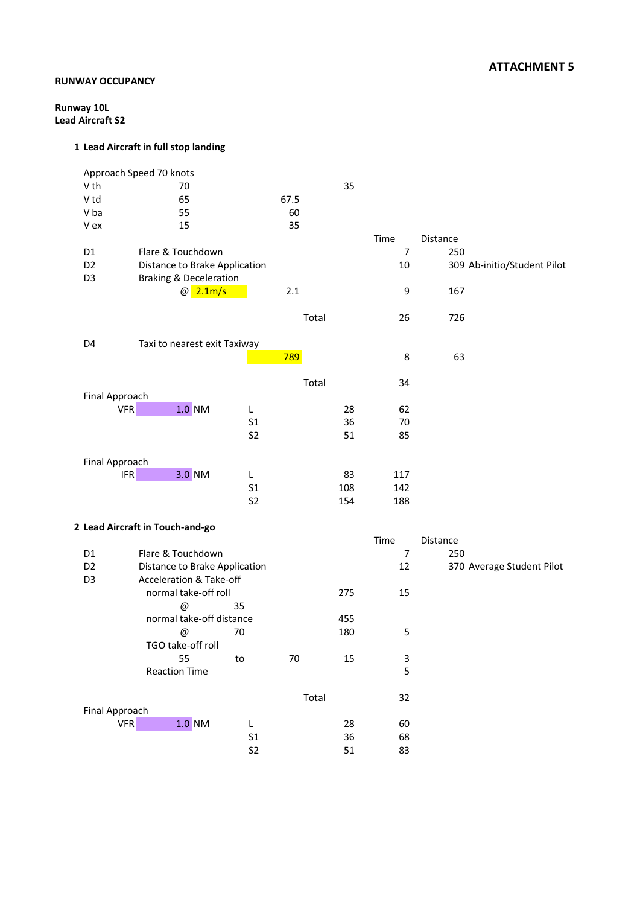**ATTACHMENT 5**

**RUNWAY OCCUPANCY**

**Runway 10L**
**Lead Aircraft S2**

**1 Lead Aircraft in full stop landing**

Approach Speed 70 knots

| | | | | | |
|---|---|---|---|---|---|
| V th | 70 | | 35 | | |
| V td | 65 | 67.5 | | | |
| V ba | 55 | 60 | | | |
| V ex | 15 | 35 | | | |
| | | | | Time | Distance |
| D1 | Flare & Touchdown | | | 7 | 250 |
| D2 | Distance to Brake Application | | | 10 | 309 Ab-initio/Student Pilot |
| D3 | Braking & Deceleration | | | | |
| | @ 2.1m/s | 2.1 | | 9 | 167 |
| | | Total | | 26 | 726 |
| D4 | Taxi to nearest exit Taxiway | | | | |
| | | 789 | | 8 | 63 |
| | | Total | | 34 | |

Final Approach

| | | | | |
|---|---|---|---|---|
| VFR 1.0 NM | L | 28 | 62 |
| | S1 | 36 | 70 |
| | S2 | 51 | 85 |

Final Approach

| | | | | |
|---|---|---|---|---|
| IFR 3.0 NM | L | 83 | 117 |
| | S1 | 108 | 142 |
| | S2 | 154 | 188 |

**2 Lead Aircraft in Touch-and-go**

| | | | | | |
|---|---|---|---|---|---|
| | | | | Time | Distance |
| D1 | Flare & Touchdown | | | 7 | 250 |
| D2 | Distance to Brake Application | | | 12 | 370 Average Student Pilot |
| D3 | Acceleration & Take-off | | | | |
| | normal take-off roll | | 275 | 15 | |
| | @ 35 | | | | |
| | normal take-off distance | | 455 | | |
| | @ 70 | | 180 | 5 | |
| | TGO take-off roll | | | | |
| | 55 to | 70 | 15 | 3 | |
| | Reaction Time | | | 5 | |
| | | Total | | 32 | |

Final Approach

| | | | | |
|---|---|---|---|---|
| VFR 1.0 NM | L | 28 | 60 |
| | S1 | 36 | 68 |
| | S2 | 51 | 83 |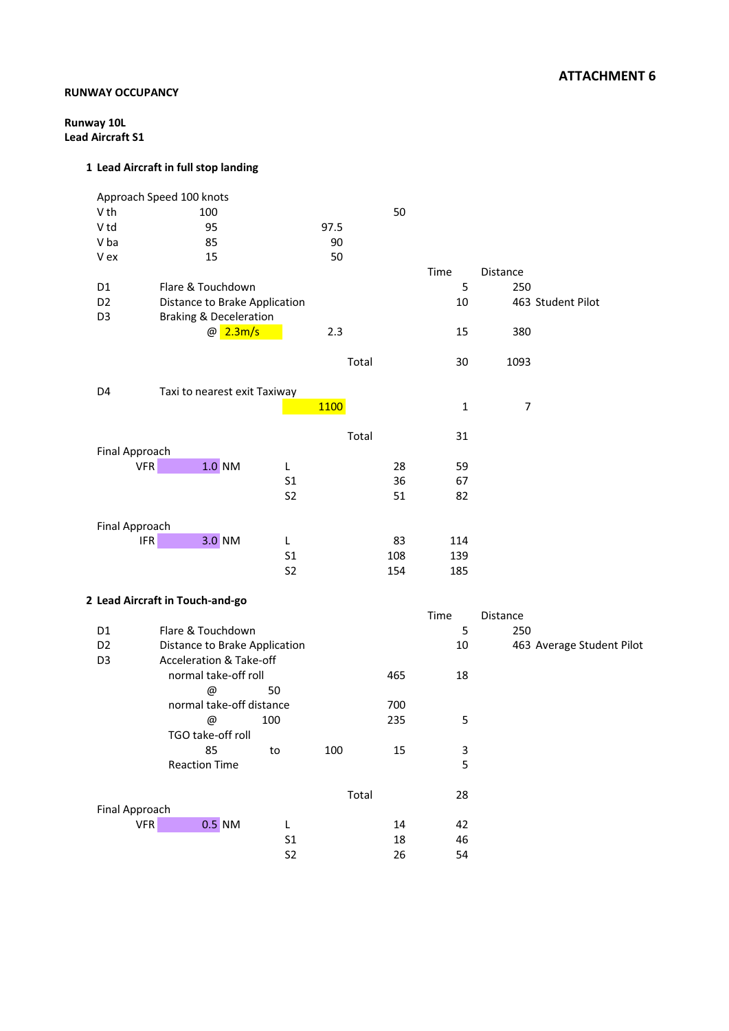**ATTACHMENT 6**

**RUNWAY OCCUPANCY**

**Runway 10L**
**Lead Aircraft S1**

**1 Lead Aircraft in full stop landing**

| Approach Speed 100 knots | | | | | | |
|---|---|---|---|---|---|---|
| V th | 100 | | | 50 | | |
| V td | 95 | | 97.5 | | | |
| V ba | 85 | | 90 | | | |
| V ex | 15 | | 50 | | | |
| | | | | | Time | Distance |
| D1 | Flare & Touchdown | | | | 5 | 250 |
| D2 | Distance to Brake Application | | | | 10 | 463 Student Pilot |
| D3 | Braking & Deceleration | | | | | |
| | @ 2.3m/s | | 2.3 | | 15 | 380 |
| | | | Total | | 30 | 1093 |
| D4 | Taxi to nearest exit Taxiway | | | | | |
| | | | 1100 | | 1 | 7 |
| | | | Total | | 31 | |

| Final Approach | | | | |
|---|---|---|---|---|
| VFR | 1.0 NM | L | 28 | 59 |
| | | S1 | 36 | 67 |
| | | S2 | 51 | 82 |

| Final Approach | | | | |
|---|---|---|---|---|
| IFR | 3.0 NM | L | 83 | 114 |
| | | S1 | 108 | 139 |
| | | S2 | 154 | 185 |

**2 Lead Aircraft in Touch-and-go**

| | | | | | Time | Distance |
|---|---|---|---|---|---|---|
| D1 | Flare & Touchdown | | | | 5 | 250 |
| D2 | Distance to Brake Application | | | | 10 | 463 Average Student Pilot |
| D3 | Acceleration & Take-off | | | | | |
| | normal take-off roll | | | 465 | 18 | |
| | @ | 50 | | | | |
| | normal take-off distance | | | 700 | | |
| | @ | 100 | | 235 | 5 | |
| | TGO take-off roll | | | | | |
| | 85 | to | 100 | 15 | 3 | |
| | Reaction Time | | | | 5 | |
| | | | Total | | 28 | |

| Final Approach | | | | |
|---|---|---|---|---|
| VFR | 0.5 NM | L | 14 | 42 |
| | | S1 | 18 | 46 |
| | | S2 | 26 | 54 |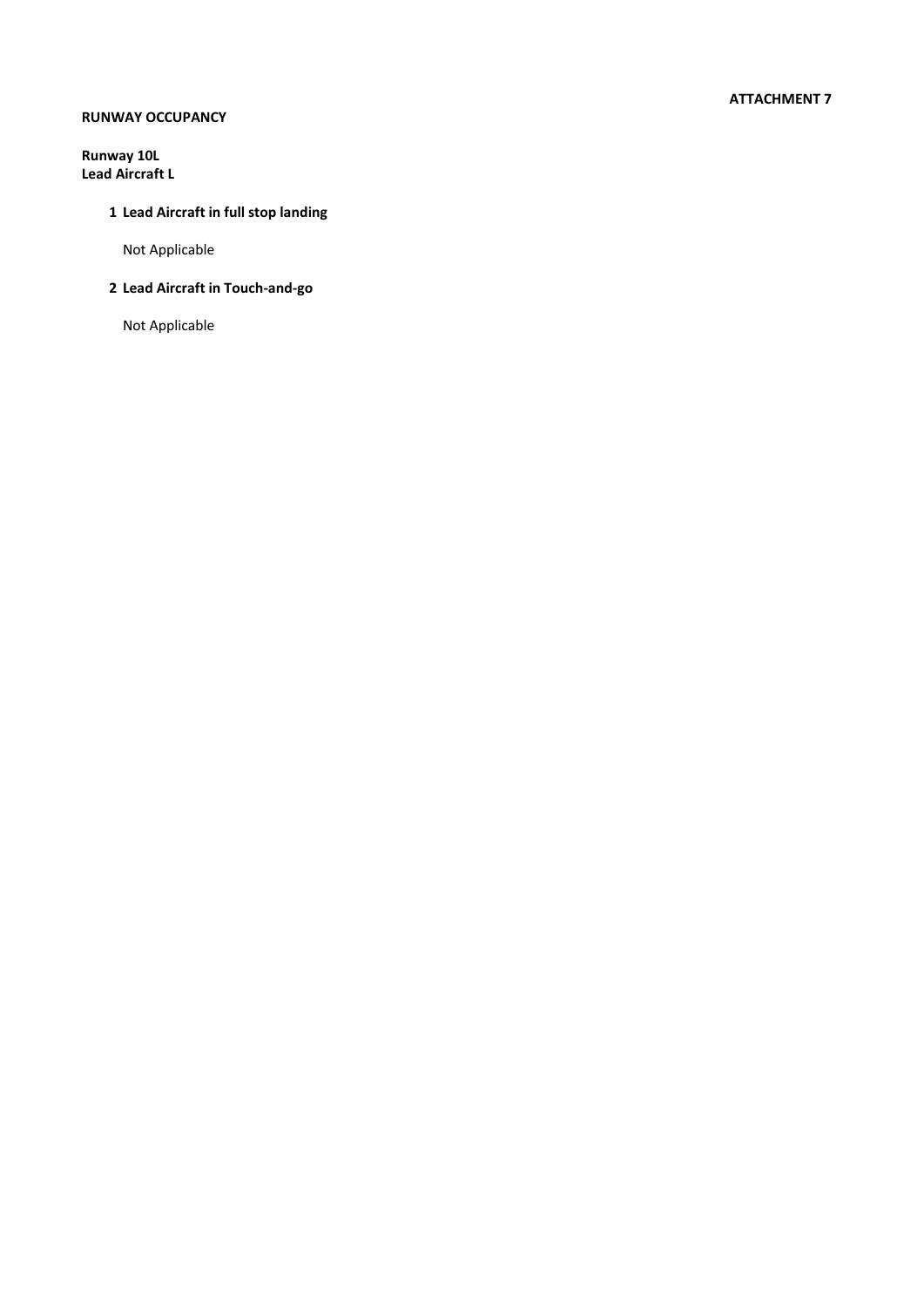**ATTACHMENT 7**

**RUNWAY OCCUPANCY**

**Runway 10L**
**Lead Aircraft L**

1. **Lead Aircraft in full stop landing**

   Not Applicable

2. **Lead Aircraft in Touch-and-go**

   Not Applicable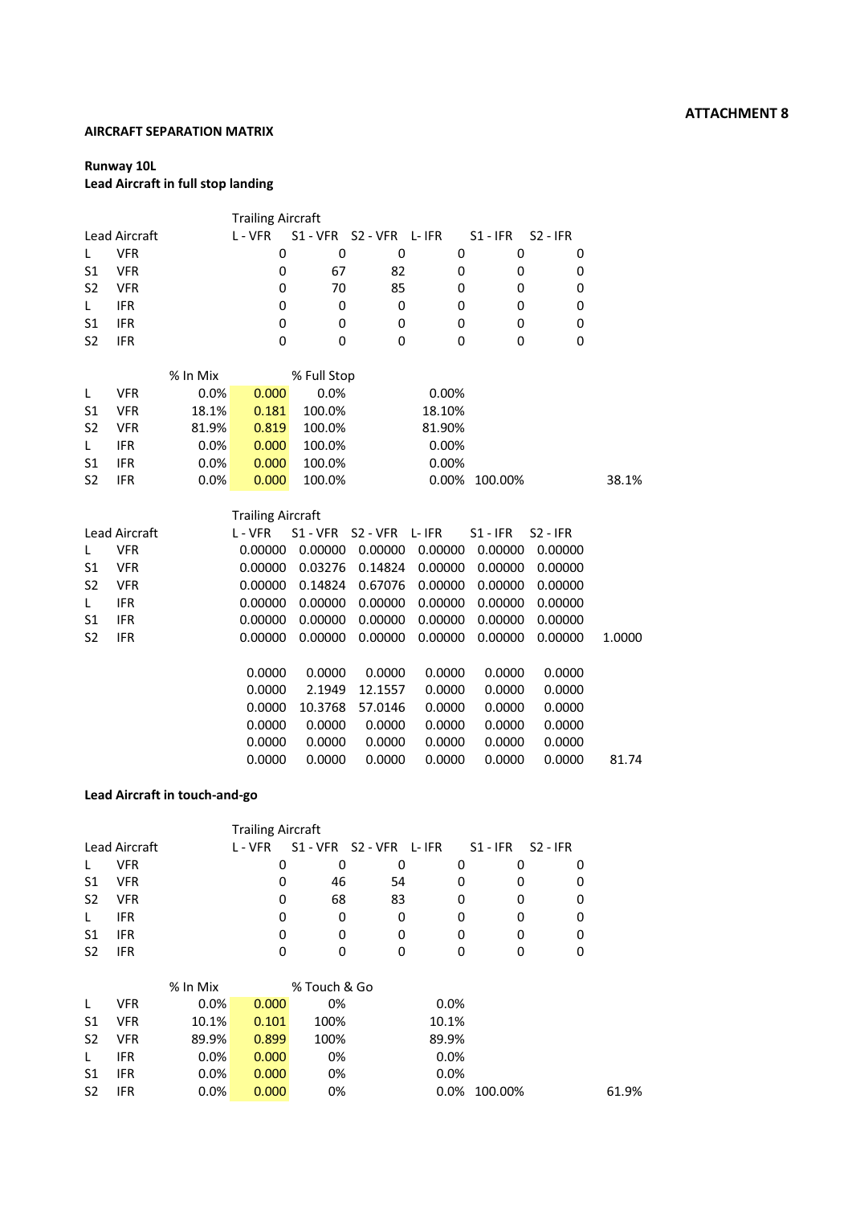**ATTACHMENT 8**

**AIRCRAFT SEPARATION MATRIX**

**Runway 10L**
**Lead Aircraft in full stop landing**

| Lead Aircraft | | Trailing Aircraft L - VFR | S1 - VFR | S2 - VFR | L- IFR | S1 - IFR | S2 - IFR |
|---|---|---|---|---|---|---|---|
| L | VFR | 0 | 0 | 0 | 0 | 0 | 0 |
| S1 | VFR | 0 | 67 | 82 | 0 | 0 | 0 |
| S2 | VFR | 0 | 70 | 85 | 0 | 0 | 0 |
| L | IFR | 0 | 0 | 0 | 0 | 0 | 0 |
| S1 | IFR | 0 | 0 | 0 | 0 | 0 | 0 |
| S2 | IFR | 0 | 0 | 0 | 0 | 0 | 0 |

| | | % In Mix | | % Full Stop | | | |
|---|---|---|---|---|---|---|---|
| L | VFR | 0.0% | 0.000 | 0.0% | 0.00% | | |
| S1 | VFR | 18.1% | 0.181 | 100.0% | 18.10% | | |
| S2 | VFR | 81.9% | 0.819 | 100.0% | 81.90% | | |
| L | IFR | 0.0% | 0.000 | 100.0% | 0.00% | | |
| S1 | IFR | 0.0% | 0.000 | 100.0% | 0.00% | | |
| S2 | IFR | 0.0% | 0.000 | 100.0% | 0.00% | 100.00% | 38.1% |

| Lead Aircraft | | Trailing Aircraft L - VFR | S1 - VFR | S2 - VFR | L- IFR | S1 - IFR | S2 - IFR | |
|---|---|---|---|---|---|---|---|---|
| L | VFR | 0.00000 | 0.00000 | 0.00000 | 0.00000 | 0.00000 | 0.00000 | |
| S1 | VFR | 0.00000 | 0.03276 | 0.14824 | 0.00000 | 0.00000 | 0.00000 | |
| S2 | VFR | 0.00000 | 0.14824 | 0.67076 | 0.00000 | 0.00000 | 0.00000 | |
| L | IFR | 0.00000 | 0.00000 | 0.00000 | 0.00000 | 0.00000 | 0.00000 | |
| S1 | IFR | 0.00000 | 0.00000 | 0.00000 | 0.00000 | 0.00000 | 0.00000 | |
| S2 | IFR | 0.00000 | 0.00000 | 0.00000 | 0.00000 | 0.00000 | 0.00000 | 1.0000 |

| | | | | | | |
|---|---|---|---|---|---|---|
| 0.0000 | 0.0000 | 0.0000 | 0.0000 | 0.0000 | 0.0000 | |
| 0.0000 | 2.1949 | 12.1557 | 0.0000 | 0.0000 | 0.0000 | |
| 0.0000 | 10.3768 | 57.0146 | 0.0000 | 0.0000 | 0.0000 | |
| 0.0000 | 0.0000 | 0.0000 | 0.0000 | 0.0000 | 0.0000 | |
| 0.0000 | 0.0000 | 0.0000 | 0.0000 | 0.0000 | 0.0000 | |
| 0.0000 | 0.0000 | 0.0000 | 0.0000 | 0.0000 | 0.0000 | 81.74 |

**Lead Aircraft in touch-and-go**

| Lead Aircraft | | Trailing Aircraft L - VFR | S1 - VFR | S2 - VFR | L- IFR | S1 - IFR | S2 - IFR |
|---|---|---|---|---|---|---|---|
| L | VFR | 0 | 0 | 0 | 0 | 0 | 0 |
| S1 | VFR | 0 | 46 | 54 | 0 | 0 | 0 |
| S2 | VFR | 0 | 68 | 83 | 0 | 0 | 0 |
| L | IFR | 0 | 0 | 0 | 0 | 0 | 0 |
| S1 | IFR | 0 | 0 | 0 | 0 | 0 | 0 |
| S2 | IFR | 0 | 0 | 0 | 0 | 0 | 0 |

| | | % In Mix | | % Touch & Go | | | |
|---|---|---|---|---|---|---|---|
| L | VFR | 0.0% | 0.000 | 0% | 0.0% | | |
| S1 | VFR | 10.1% | 0.101 | 100% | 10.1% | | |
| S2 | VFR | 89.9% | 0.899 | 100% | 89.9% | | |
| L | IFR | 0.0% | 0.000 | 0% | 0.0% | | |
| S1 | IFR | 0.0% | 0.000 | 0% | 0.0% | | |
| S2 | IFR | 0.0% | 0.000 | 0% | 0.0% | 100.00% | 61.9% |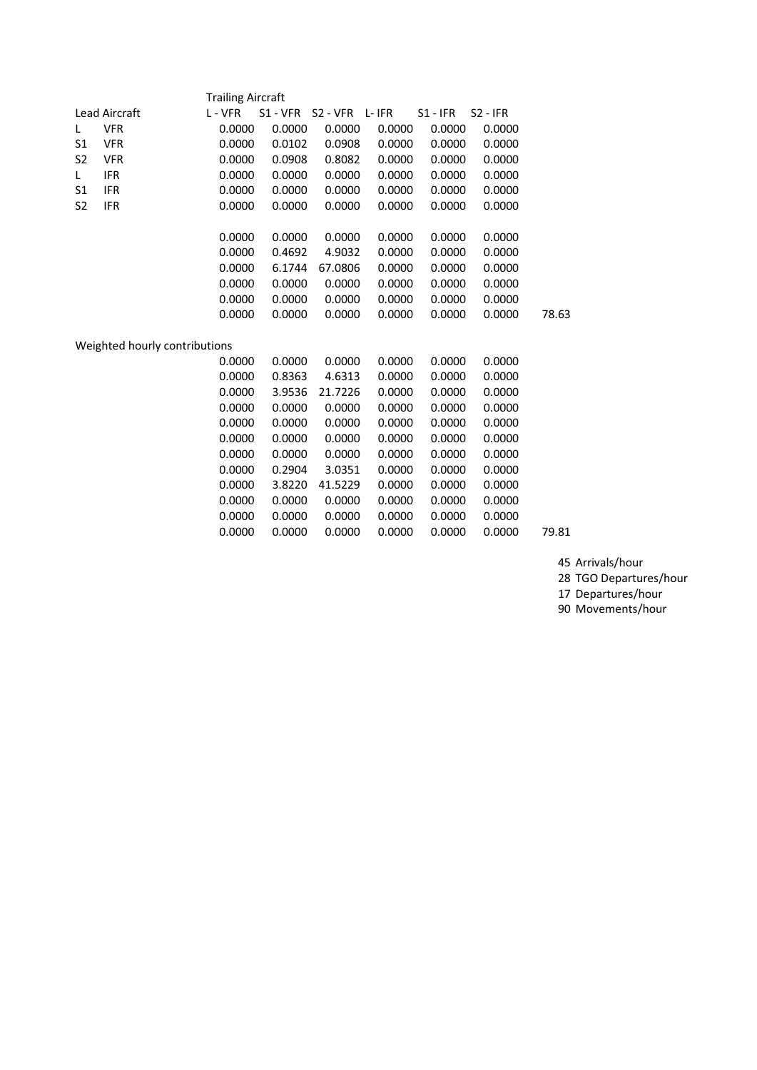| | | Trailing Aircraft | | | | | | |
|---|---|---|---|---|---|---|---|---|
| Lead Aircraft | | L - VFR | S1 - VFR | S2 - VFR | L- IFR | S1 - IFR | S2 - IFR | |
| L | VFR | 0.0000 | 0.0000 | 0.0000 | 0.0000 | 0.0000 | 0.0000 | |
| S1 | VFR | 0.0000 | 0.0102 | 0.0908 | 0.0000 | 0.0000 | 0.0000 | |
| S2 | VFR | 0.0000 | 0.0908 | 0.8082 | 0.0000 | 0.0000 | 0.0000 | |
| L | IFR | 0.0000 | 0.0000 | 0.0000 | 0.0000 | 0.0000 | 0.0000 | |
| S1 | IFR | 0.0000 | 0.0000 | 0.0000 | 0.0000 | 0.0000 | 0.0000 | |
| S2 | IFR | 0.0000 | 0.0000 | 0.0000 | 0.0000 | 0.0000 | 0.0000 | |
| | | | | | | | | |
| | | 0.0000 | 0.0000 | 0.0000 | 0.0000 | 0.0000 | 0.0000 | |
| | | 0.0000 | 0.4692 | 4.9032 | 0.0000 | 0.0000 | 0.0000 | |
| | | 0.0000 | 6.1744 | 67.0806 | 0.0000 | 0.0000 | 0.0000 | |
| | | 0.0000 | 0.0000 | 0.0000 | 0.0000 | 0.0000 | 0.0000 | |
| | | 0.0000 | 0.0000 | 0.0000 | 0.0000 | 0.0000 | 0.0000 | |
| | | 0.0000 | 0.0000 | 0.0000 | 0.0000 | 0.0000 | 0.0000 | 78.63 |

Weighted hourly contributions

| | | | | | | |
|---|---|---|---|---|---|---|
| 0.0000 | 0.0000 | 0.0000 | 0.0000 | 0.0000 | 0.0000 | |
| 0.0000 | 0.8363 | 4.6313 | 0.0000 | 0.0000 | 0.0000 | |
| 0.0000 | 3.9536 | 21.7226 | 0.0000 | 0.0000 | 0.0000 | |
| 0.0000 | 0.0000 | 0.0000 | 0.0000 | 0.0000 | 0.0000 | |
| 0.0000 | 0.0000 | 0.0000 | 0.0000 | 0.0000 | 0.0000 | |
| 0.0000 | 0.0000 | 0.0000 | 0.0000 | 0.0000 | 0.0000 | |
| 0.0000 | 0.0000 | 0.0000 | 0.0000 | 0.0000 | 0.0000 | |
| 0.0000 | 0.2904 | 3.0351 | 0.0000 | 0.0000 | 0.0000 | |
| 0.0000 | 3.8220 | 41.5229 | 0.0000 | 0.0000 | 0.0000 | |
| 0.0000 | 0.0000 | 0.0000 | 0.0000 | 0.0000 | 0.0000 | |
| 0.0000 | 0.0000 | 0.0000 | 0.0000 | 0.0000 | 0.0000 | |
| 0.0000 | 0.0000 | 0.0000 | 0.0000 | 0.0000 | 0.0000 | 79.81 |

45 Arrivals/hour
28 TGO Departures/hour
17 Departures/hour
90 Movements/hour